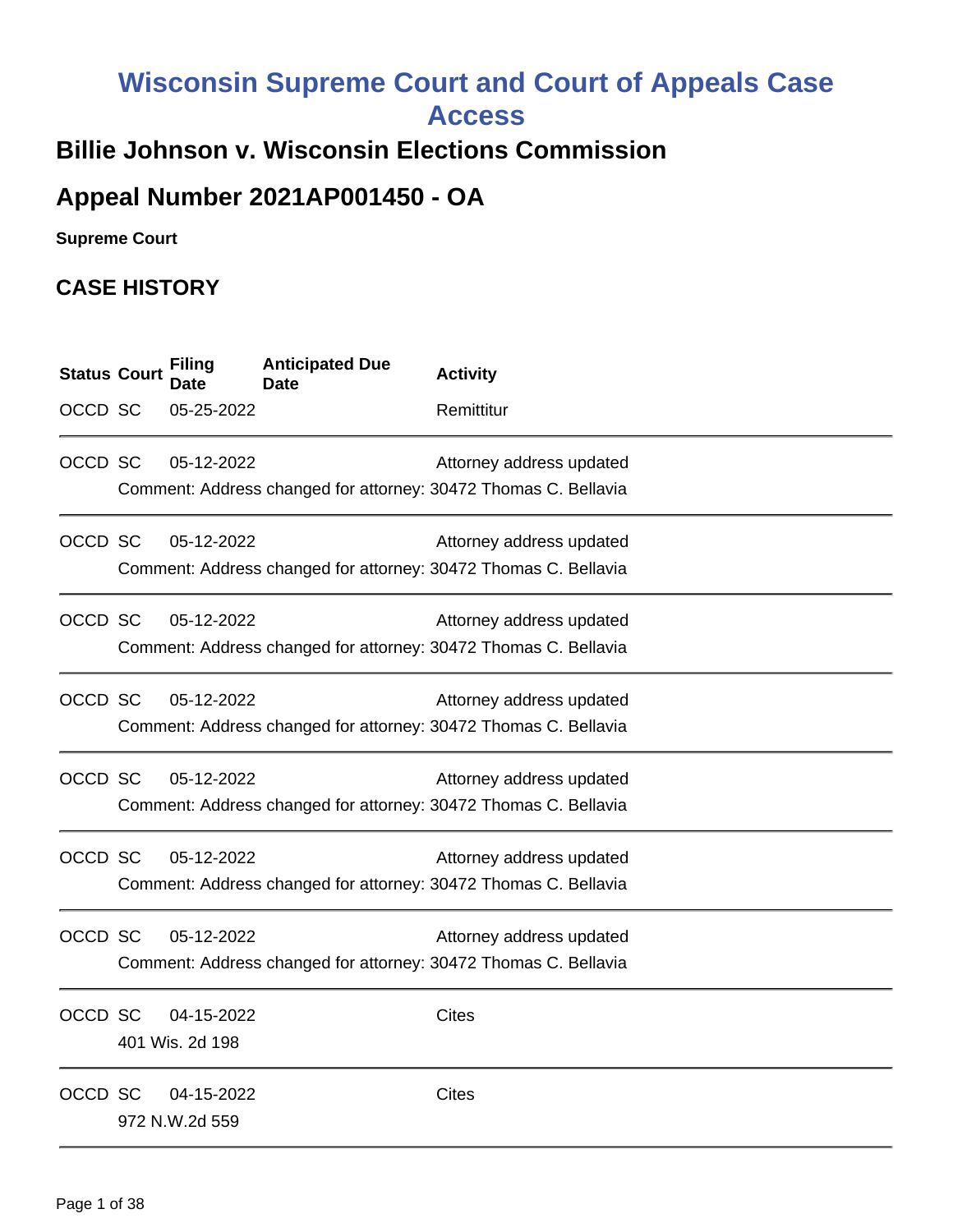# Wisconsin Supreme Court and Court of Appeals Case Access

## Billie Johnson v. Wisconsin Elections Commission

## Appeal Number 2021AP001450 - OA

**Supreme Court**

### CASE HISTORY

| Status | Court | Filing Date | Anticipated Due Date | Activity |
|---|---|---|---|---|
| OCCD | SC | 05-25-2022 | | Remittitur |
| OCCD | SC | 05-12-2022 | | Attorney address updated |
| | Comment: Address changed for attorney: 30472 Thomas C. Bellavia | | | |
| OCCD | SC | 05-12-2022 | | Attorney address updated |
| | Comment: Address changed for attorney: 30472 Thomas C. Bellavia | | | |
| OCCD | SC | 05-12-2022 | | Attorney address updated |
| | Comment: Address changed for attorney: 30472 Thomas C. Bellavia | | | |
| OCCD | SC | 05-12-2022 | | Attorney address updated |
| | Comment: Address changed for attorney: 30472 Thomas C. Bellavia | | | |
| OCCD | SC | 05-12-2022 | | Attorney address updated |
| | Comment: Address changed for attorney: 30472 Thomas C. Bellavia | | | |
| OCCD | SC | 05-12-2022 | | Attorney address updated |
| | Comment: Address changed for attorney: 30472 Thomas C. Bellavia | | | |
| OCCD | SC | 05-12-2022 | | Attorney address updated |
| | Comment: Address changed for attorney: 30472 Thomas C. Bellavia | | | |
| OCCD | SC | 04-15-2022 | | Cites |
| | 401 Wis. 2d 198 | | | |
| OCCD | SC | 04-15-2022 | | Cites |
| | 972 N.W.2d 559 | | | |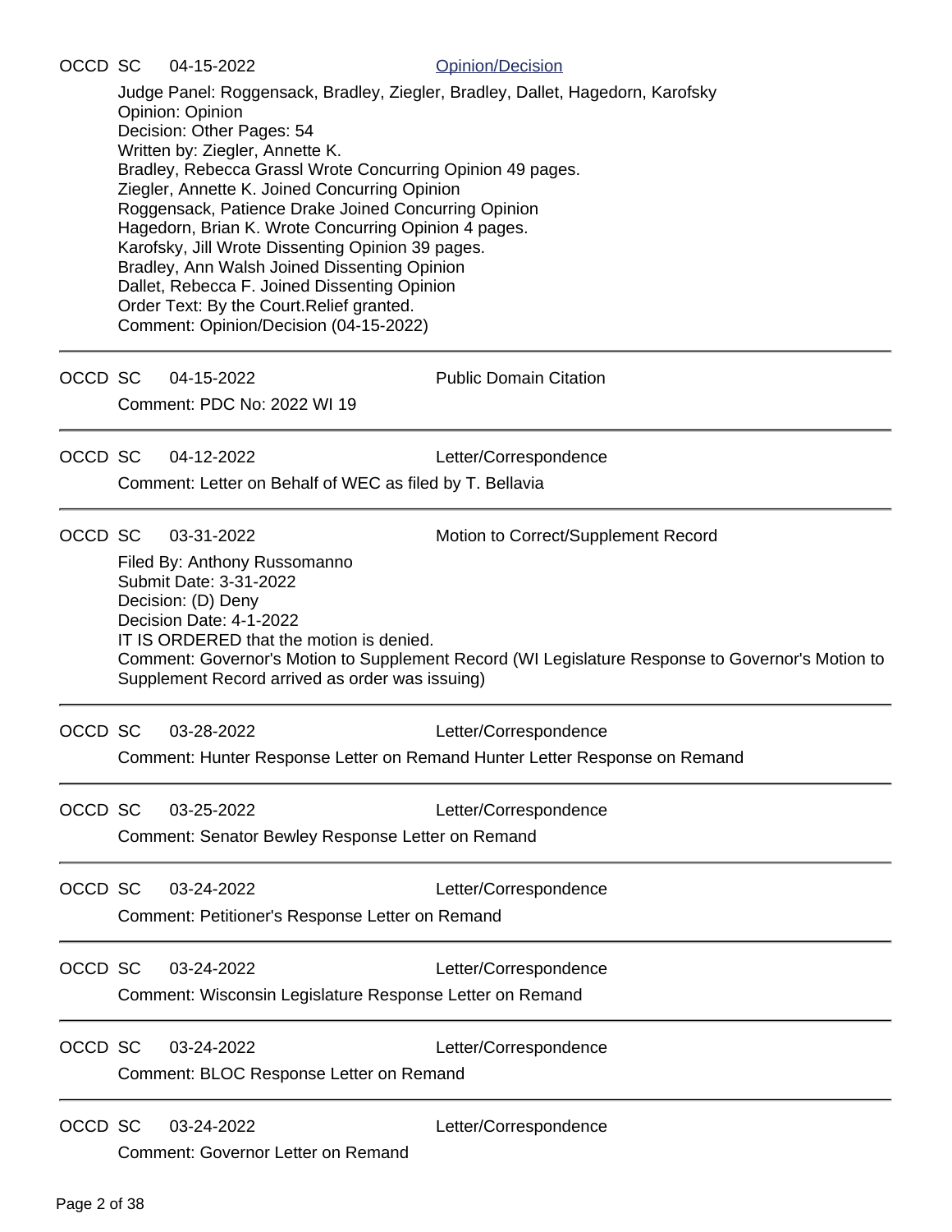OCCD SC 04-15-2022 Opinion/Decision

Judge Panel: Roggensack, Bradley, Ziegler, Bradley, Dallet, Hagedorn, Karofsky
Opinion: Opinion
Decision: Other Pages: 54
Written by: Ziegler, Annette K.
Bradley, Rebecca Grassl Wrote Concurring Opinion 49 pages.
Ziegler, Annette K. Joined Concurring Opinion
Roggensack, Patience Drake Joined Concurring Opinion
Hagedorn, Brian K. Wrote Concurring Opinion 4 pages.
Karofsky, Jill Wrote Dissenting Opinion 39 pages.
Bradley, Ann Walsh Joined Dissenting Opinion
Dallet, Rebecca F. Joined Dissenting Opinion
Order Text: By the Court.Relief granted.
Comment: Opinion/Decision (04-15-2022)

---

OCCD SC 04-15-2022 Public Domain Citation

Comment: PDC No: 2022 WI 19

---

OCCD SC 04-12-2022 Letter/Correspondence

Comment: Letter on Behalf of WEC as filed by T. Bellavia

---

OCCD SC 03-31-2022 Motion to Correct/Supplement Record

Filed By: Anthony Russomanno
Submit Date: 3-31-2022
Decision: (D) Deny
Decision Date: 4-1-2022
IT IS ORDERED that the motion is denied.
Comment: Governor's Motion to Supplement Record (WI Legislature Response to Governor's Motion to Supplement Record arrived as order was issuing)

---

OCCD SC 03-28-2022 Letter/Correspondence

Comment: Hunter Response Letter on Remand Hunter Letter Response on Remand

---

OCCD SC 03-25-2022 Letter/Correspondence

Comment: Senator Bewley Response Letter on Remand

---

OCCD SC 03-24-2022 Letter/Correspondence

Comment: Petitioner's Response Letter on Remand

---

OCCD SC 03-24-2022 Letter/Correspondence

Comment: Wisconsin Legislature Response Letter on Remand

---

OCCD SC 03-24-2022 Letter/Correspondence

Comment: BLOC Response Letter on Remand

---

OCCD SC 03-24-2022 Letter/Correspondence

Comment: Governor Letter on Remand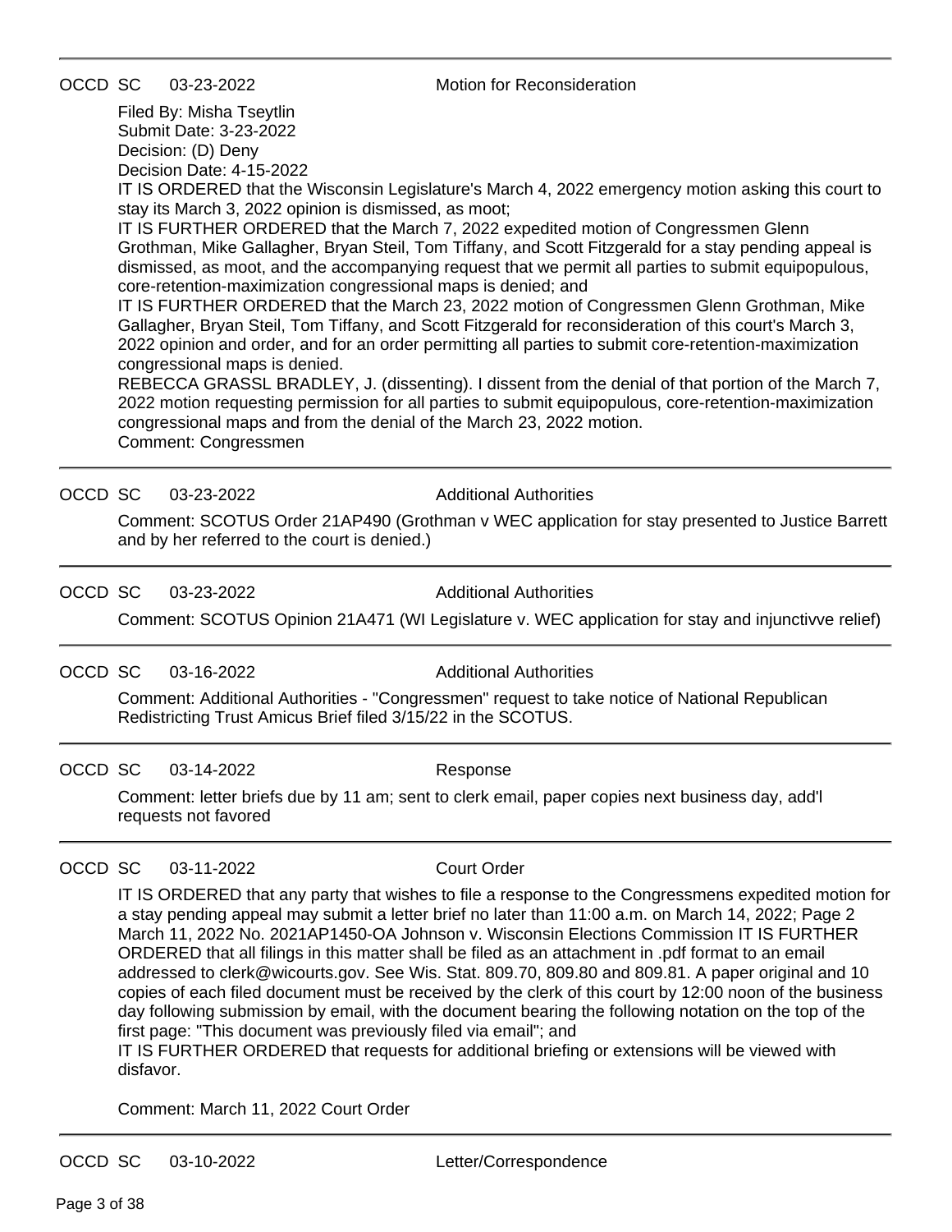OCCD SC 03-23-2022 Motion for Reconsideration

Filed By: Misha Tseytlin
Submit Date: 3-23-2022
Decision: (D) Deny
Decision Date: 4-15-2022

IT IS ORDERED that the Wisconsin Legislature's March 4, 2022 emergency motion asking this court to stay its March 3, 2022 opinion is dismissed, as moot;

IT IS FURTHER ORDERED that the March 7, 2022 expedited motion of Congressmen Glenn Grothman, Mike Gallagher, Bryan Steil, Tom Tiffany, and Scott Fitzgerald for a stay pending appeal is dismissed, as moot, and the accompanying request that we permit all parties to submit equipopulous, core-retention-maximization congressional maps is denied; and

IT IS FURTHER ORDERED that the March 23, 2022 motion of Congressmen Glenn Grothman, Mike Gallagher, Bryan Steil, Tom Tiffany, and Scott Fitzgerald for reconsideration of this court's March 3, 2022 opinion and order, and for an order permitting all parties to submit core-retention-maximization congressional maps is denied.

REBECCA GRASSL BRADLEY, J. (dissenting). I dissent from the denial of that portion of the March 7, 2022 motion requesting permission for all parties to submit equipopulous, core-retention-maximization congressional maps and from the denial of the March 23, 2022 motion.

Comment: Congressmen

---

OCCD SC 03-23-2022 Additional Authorities

Comment: SCOTUS Order 21AP490 (Grothman v WEC application for stay presented to Justice Barrett and by her referred to the court is denied.)

---

OCCD SC 03-23-2022 Additional Authorities

Comment: SCOTUS Opinion 21A471 (WI Legislature v. WEC application for stay and injunctivve relief)

---

OCCD SC 03-16-2022 Additional Authorities

Comment: Additional Authorities - "Congressmen" request to take notice of National Republican Redistricting Trust Amicus Brief filed 3/15/22 in the SCOTUS.

---

OCCD SC 03-14-2022 Response

Comment: letter briefs due by 11 am; sent to clerk email, paper copies next business day, add'l requests not favored

---

OCCD SC 03-11-2022 Court Order

IT IS ORDERED that any party that wishes to file a response to the Congressmens expedited motion for a stay pending appeal may submit a letter brief no later than 11:00 a.m. on March 14, 2022; Page 2 March 11, 2022 No. 2021AP1450-OA Johnson v. Wisconsin Elections Commission IT IS FURTHER ORDERED that all filings in this matter shall be filed as an attachment in .pdf format to an email addressed to clerk@wicourts.gov. See Wis. Stat. 809.70, 809.80 and 809.81. A paper original and 10 copies of each filed document must be received by the clerk of this court by 12:00 noon of the business day following submission by email, with the document bearing the following notation on the top of the first page: "This document was previously filed via email"; and

IT IS FURTHER ORDERED that requests for additional briefing or extensions will be viewed with disfavor.

Comment: March 11, 2022 Court Order

---

OCCD SC 03-10-2022 Letter/Correspondence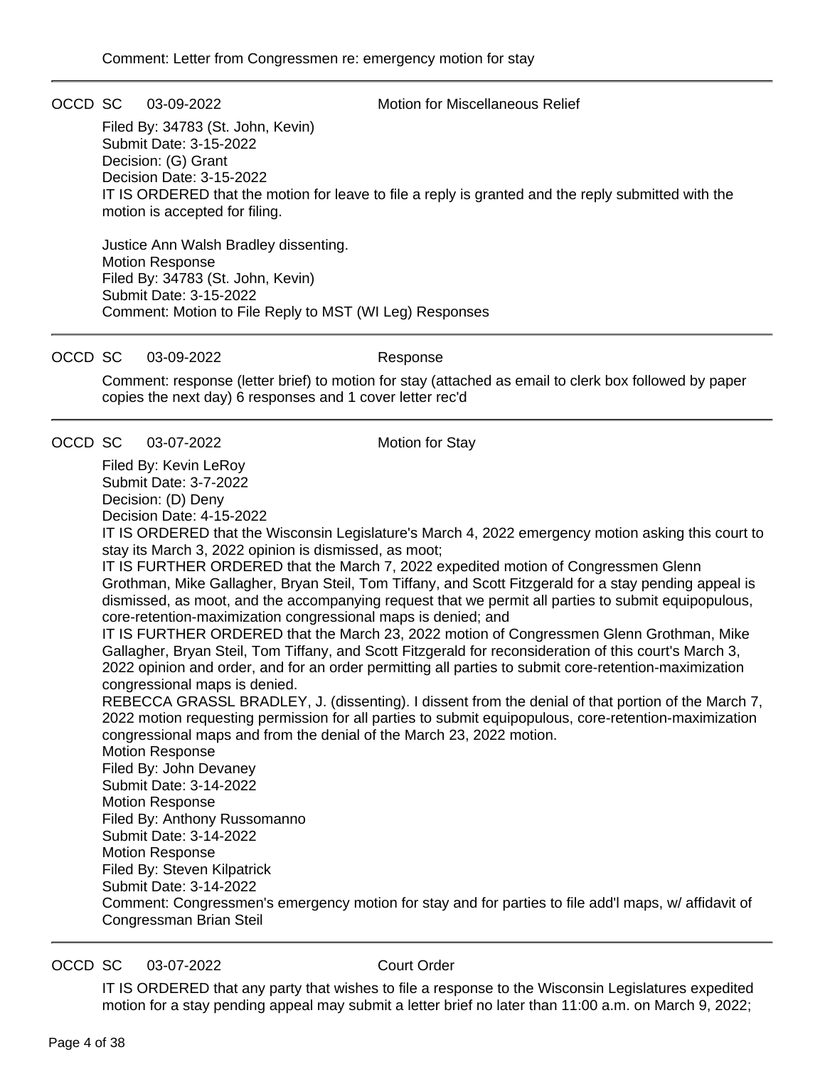Comment: Letter from Congressmen re: emergency motion for stay

---

OCCD SC 03-09-2022 Motion for Miscellaneous Relief

Filed By: 34783 (St. John, Kevin)
Submit Date: 3-15-2022
Decision: (G) Grant
Decision Date: 3-15-2022
IT IS ORDERED that the motion for leave to file a reply is granted and the reply submitted with the motion is accepted for filing.

Justice Ann Walsh Bradley dissenting.
Motion Response
Filed By: 34783 (St. John, Kevin)
Submit Date: 3-15-2022
Comment: Motion to File Reply to MST (WI Leg) Responses

---

OCCD SC 03-09-2022 Response

Comment: response (letter brief) to motion for stay (attached as email to clerk box followed by paper copies the next day) 6 responses and 1 cover letter rec'd

---

OCCD SC 03-07-2022 Motion for Stay

Filed By: Kevin LeRoy
Submit Date: 3-7-2022
Decision: (D) Deny
Decision Date: 4-15-2022
IT IS ORDERED that the Wisconsin Legislature's March 4, 2022 emergency motion asking this court to stay its March 3, 2022 opinion is dismissed, as moot;
IT IS FURTHER ORDERED that the March 7, 2022 expedited motion of Congressmen Glenn Grothman, Mike Gallagher, Bryan Steil, Tom Tiffany, and Scott Fitzgerald for a stay pending appeal is dismissed, as moot, and the accompanying request that we permit all parties to submit equipopulous, core-retention-maximization congressional maps is denied; and
IT IS FURTHER ORDERED that the March 23, 2022 motion of Congressmen Glenn Grothman, Mike Gallagher, Bryan Steil, Tom Tiffany, and Scott Fitzgerald for reconsideration of this court's March 3, 2022 opinion and order, and for an order permitting all parties to submit core-retention-maximization congressional maps is denied.
REBECCA GRASSL BRADLEY, J. (dissenting). I dissent from the denial of that portion of the March 7, 2022 motion requesting permission for all parties to submit equipopulous, core-retention-maximization congressional maps and from the denial of the March 23, 2022 motion.
Motion Response
Filed By: John Devaney
Submit Date: 3-14-2022
Motion Response
Filed By: Anthony Russomanno
Submit Date: 3-14-2022
Motion Response
Filed By: Steven Kilpatrick
Submit Date: 3-14-2022
Comment: Congressmen's emergency motion for stay and for parties to file add'l maps, w/ affidavit of Congressman Brian Steil

---

OCCD SC 03-07-2022 Court Order

IT IS ORDERED that any party that wishes to file a response to the Wisconsin Legislatures expedited motion for a stay pending appeal may submit a letter brief no later than 11:00 a.m. on March 9, 2022;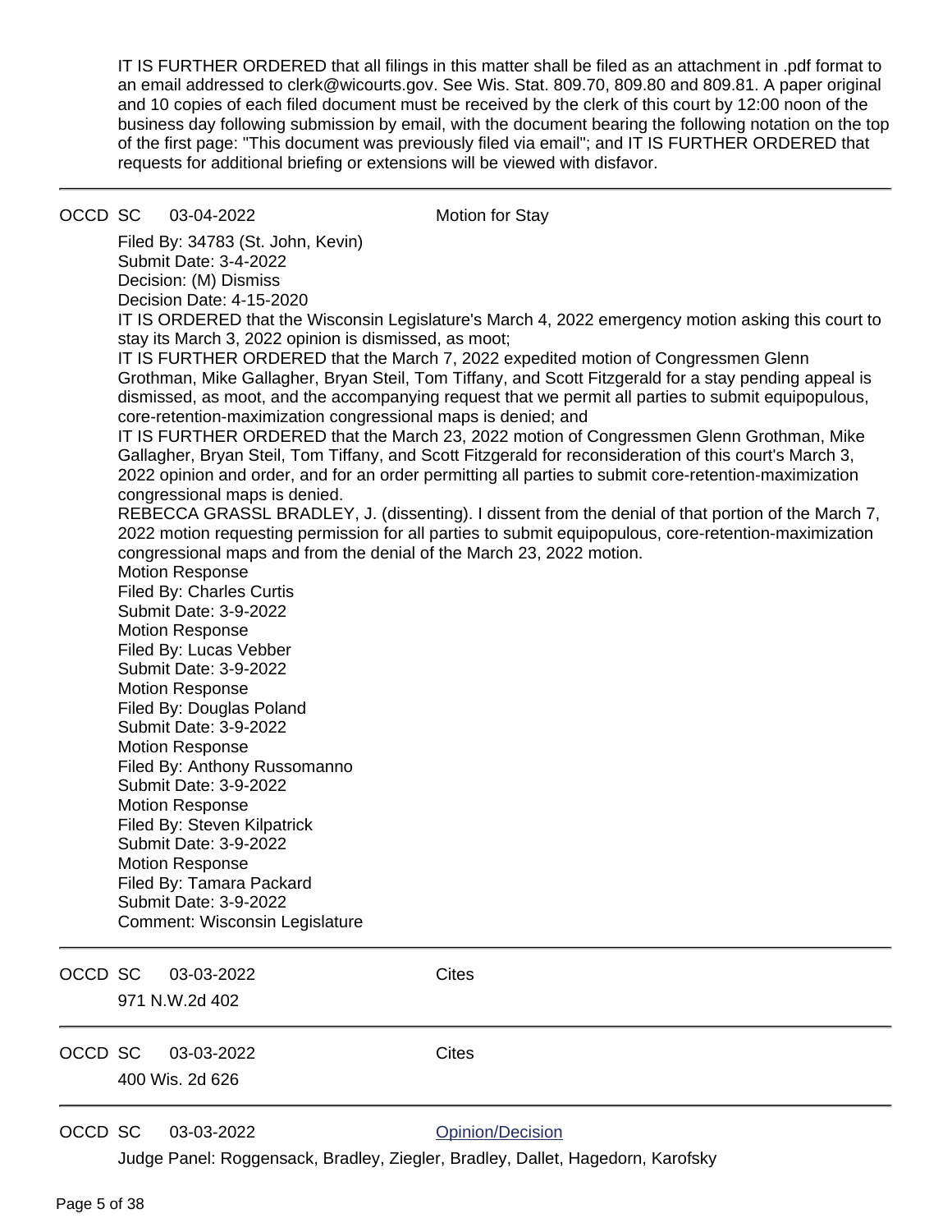IT IS FURTHER ORDERED that all filings in this matter shall be filed as an attachment in .pdf format to an email addressed to clerk@wicourts.gov. See Wis. Stat. 809.70, 809.80 and 809.81. A paper original and 10 copies of each filed document must be received by the clerk of this court by 12:00 noon of the business day following submission by email, with the document bearing the following notation on the top of the first page: "This document was previously filed via email"; and IT IS FURTHER ORDERED that requests for additional briefing or extensions will be viewed with disfavor.

---

OCCD SC 03-04-2022 Motion for Stay

Filed By: 34783 (St. John, Kevin)
Submit Date: 3-4-2022
Decision: (M) Dismiss
Decision Date: 4-15-2020
IT IS ORDERED that the Wisconsin Legislature's March 4, 2022 emergency motion asking this court to stay its March 3, 2022 opinion is dismissed, as moot;
IT IS FURTHER ORDERED that the March 7, 2022 expedited motion of Congressmen Glenn Grothman, Mike Gallagher, Bryan Steil, Tom Tiffany, and Scott Fitzgerald for a stay pending appeal is dismissed, as moot, and the accompanying request that we permit all parties to submit equipopulous, core-retention-maximization congressional maps is denied; and
IT IS FURTHER ORDERED that the March 23, 2022 motion of Congressmen Glenn Grothman, Mike Gallagher, Bryan Steil, Tom Tiffany, and Scott Fitzgerald for reconsideration of this court's March 3, 2022 opinion and order, and for an order permitting all parties to submit core-retention-maximization congressional maps is denied.
REBECCA GRASSL BRADLEY, J. (dissenting). I dissent from the denial of that portion of the March 7, 2022 motion requesting permission for all parties to submit equipopulous, core-retention-maximization congressional maps and from the denial of the March 23, 2022 motion.
Motion Response
Filed By: Charles Curtis
Submit Date: 3-9-2022
Motion Response
Filed By: Lucas Vebber
Submit Date: 3-9-2022
Motion Response
Filed By: Douglas Poland
Submit Date: 3-9-2022
Motion Response
Filed By: Anthony Russomanno
Submit Date: 3-9-2022
Motion Response
Filed By: Steven Kilpatrick
Submit Date: 3-9-2022
Motion Response
Filed By: Tamara Packard
Submit Date: 3-9-2022
Comment: Wisconsin Legislature

---

OCCD SC 03-03-2022 Cites

971 N.W.2d 402

---

OCCD SC 03-03-2022 Cites

400 Wis. 2d 626

---

OCCD SC 03-03-2022 Opinion/Decision

Judge Panel: Roggensack, Bradley, Ziegler, Bradley, Dallet, Hagedorn, Karofsky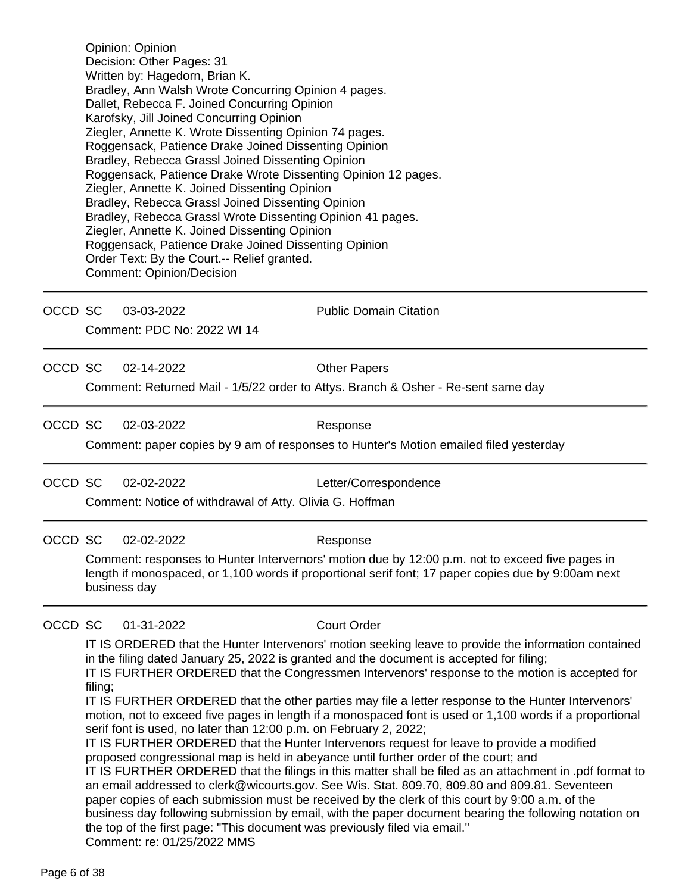Opinion: Opinion
Decision: Other Pages: 31
Written by: Hagedorn, Brian K.
Bradley, Ann Walsh Wrote Concurring Opinion 4 pages.
Dallet, Rebecca F. Joined Concurring Opinion
Karofsky, Jill Joined Concurring Opinion
Ziegler, Annette K. Wrote Dissenting Opinion 74 pages.
Roggensack, Patience Drake Joined Dissenting Opinion
Bradley, Rebecca Grassl Joined Dissenting Opinion
Roggensack, Patience Drake Wrote Dissenting Opinion 12 pages.
Ziegler, Annette K. Joined Dissenting Opinion
Bradley, Rebecca Grassl Joined Dissenting Opinion
Bradley, Rebecca Grassl Wrote Dissenting Opinion 41 pages.
Ziegler, Annette K. Joined Dissenting Opinion
Roggensack, Patience Drake Joined Dissenting Opinion
Order Text: By the Court.-- Relief granted.
Comment: Opinion/Decision

---

OCCD SC 03-03-2022 Public Domain Citation

Comment: PDC No: 2022 WI 14

---

OCCD SC 02-14-2022 Other Papers

Comment: Returned Mail - 1/5/22 order to Attys. Branch & Osher - Re-sent same day

---

OCCD SC 02-03-2022 Response

Comment: paper copies by 9 am of responses to Hunter's Motion emailed filed yesterday

---

OCCD SC 02-02-2022 Letter/Correspondence

Comment: Notice of withdrawal of Atty. Olivia G. Hoffman

---

OCCD SC 02-02-2022 Response

Comment: responses to Hunter Intervernors' motion due by 12:00 p.m. not to exceed five pages in length if monospaced, or 1,100 words if proportional serif font; 17 paper copies due by 9:00am next business day

---

OCCD SC 01-31-2022 Court Order

IT IS ORDERED that the Hunter Intervenors' motion seeking leave to provide the information contained in the filing dated January 25, 2022 is granted and the document is accepted for filing;
IT IS FURTHER ORDERED that the Congressmen Intervenors' response to the motion is accepted for filing;
IT IS FURTHER ORDERED that the other parties may file a letter response to the Hunter Intervenors' motion, not to exceed five pages in length if a monospaced font is used or 1,100 words if a proportional serif font is used, no later than 12:00 p.m. on February 2, 2022;
IT IS FURTHER ORDERED that the Hunter Intervenors request for leave to provide a modified proposed congressional map is held in abeyance until further order of the court; and
IT IS FURTHER ORDERED that the filings in this matter shall be filed as an attachment in .pdf format to an email addressed to clerk@wicourts.gov. See Wis. Stat. 809.70, 809.80 and 809.81. Seventeen paper copies of each submission must be received by the clerk of this court by 9:00 a.m. of the business day following submission by email, with the paper document bearing the following notation on the top of the first page: "This document was previously filed via email."
Comment: re: 01/25/2022 MMS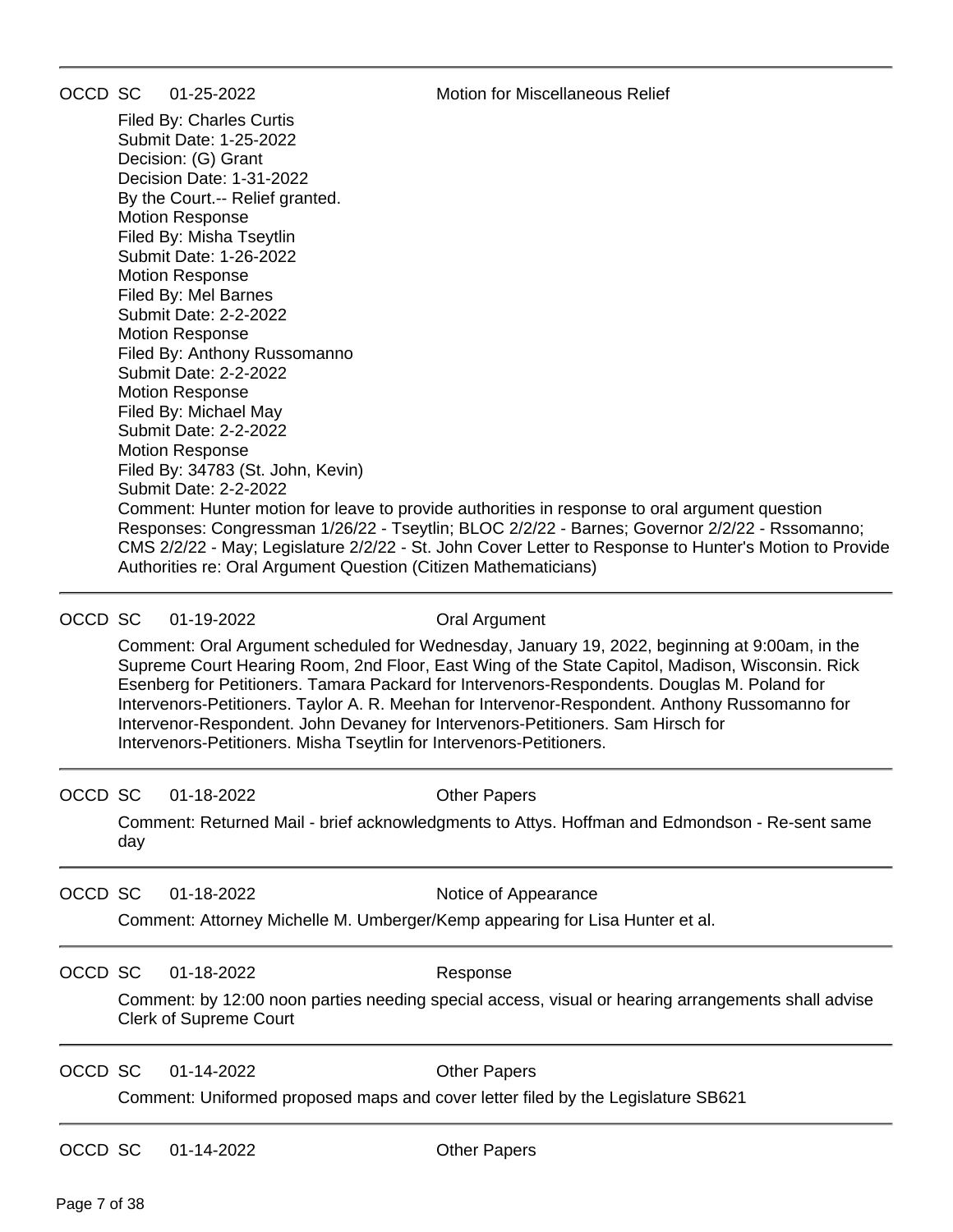---

OCCD SC 01-25-2022 Motion for Miscellaneous Relief

Filed By: Charles Curtis
Submit Date: 1-25-2022
Decision: (G) Grant
Decision Date: 1-31-2022
By the Court.-- Relief granted.
Motion Response
Filed By: Misha Tseytlin
Submit Date: 1-26-2022
Motion Response
Filed By: Mel Barnes
Submit Date: 2-2-2022
Motion Response
Filed By: Anthony Russomanno
Submit Date: 2-2-2022
Motion Response
Filed By: Michael May
Submit Date: 2-2-2022
Motion Response
Filed By: 34783 (St. John, Kevin)
Submit Date: 2-2-2022
Comment: Hunter motion for leave to provide authorities in response to oral argument question
Responses: Congressman 1/26/22 - Tseytlin; BLOC 2/2/22 - Barnes; Governor 2/2/22 - Rssomanno; CMS 2/2/22 - May; Legislature 2/2/22 - St. John Cover Letter to Response to Hunter's Motion to Provide Authorities re: Oral Argument Question (Citizen Mathematicians)

---

OCCD SC 01-19-2022 Oral Argument

Comment: Oral Argument scheduled for Wednesday, January 19, 2022, beginning at 9:00am, in the Supreme Court Hearing Room, 2nd Floor, East Wing of the State Capitol, Madison, Wisconsin. Rick Esenberg for Petitioners. Tamara Packard for Intervenors-Respondents. Douglas M. Poland for Intervenors-Petitioners. Taylor A. R. Meehan for Intervenor-Respondent. Anthony Russomanno for Intervenor-Respondent. John Devaney for Intervenors-Petitioners. Sam Hirsch for Intervenors-Petitioners. Misha Tseytlin for Intervenors-Petitioners.

---

OCCD SC 01-18-2022 Other Papers

Comment: Returned Mail - brief acknowledgments to Attys. Hoffman and Edmondson - Re-sent same day

---

OCCD SC 01-18-2022 Notice of Appearance

Comment: Attorney Michelle M. Umberger/Kemp appearing for Lisa Hunter et al.

---

OCCD SC 01-18-2022 Response

Comment: by 12:00 noon parties needing special access, visual or hearing arrangements shall advise Clerk of Supreme Court

---

OCCD SC 01-14-2022 Other Papers

Comment: Uniformed proposed maps and cover letter filed by the Legislature SB621

---

OCCD SC 01-14-2022 Other Papers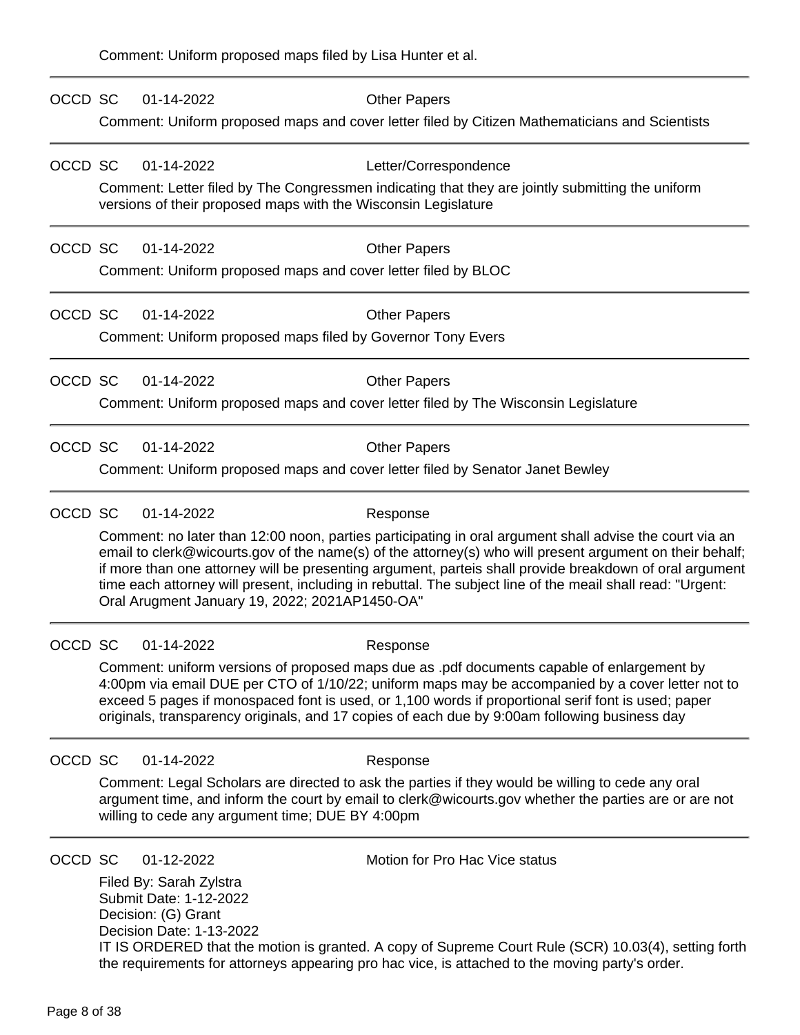Comment: Uniform proposed maps filed by Lisa Hunter et al.

---

OCCD SC 01-14-2022 Other Papers

Comment: Uniform proposed maps and cover letter filed by Citizen Mathematicians and Scientists

---

OCCD SC 01-14-2022 Letter/Correspondence

Comment: Letter filed by The Congressmen indicating that they are jointly submitting the uniform versions of their proposed maps with the Wisconsin Legislature

---

OCCD SC 01-14-2022 Other Papers

Comment: Uniform proposed maps and cover letter filed by BLOC

---

OCCD SC 01-14-2022 Other Papers

Comment: Uniform proposed maps filed by Governor Tony Evers

---

OCCD SC 01-14-2022 Other Papers

Comment: Uniform proposed maps and cover letter filed by The Wisconsin Legislature

---

OCCD SC 01-14-2022 Other Papers

Comment: Uniform proposed maps and cover letter filed by Senator Janet Bewley

---

OCCD SC 01-14-2022 Response

Comment: no later than 12:00 noon, parties participating in oral argument shall advise the court via an email to clerk@wicourts.gov of the name(s) of the attorney(s) who will present argument on their behalf; if more than one attorney will be presenting argument, parteis shall provide breakdown of oral argument time each attorney will present, including in rebuttal. The subject line of the meail shall read: "Urgent: Oral Arugment January 19, 2022; 2021AP1450-OA"

---

OCCD SC 01-14-2022 Response

Comment: uniform versions of proposed maps due as .pdf documents capable of enlargement by 4:00pm via email DUE per CTO of 1/10/22; uniform maps may be accompanied by a cover letter not to exceed 5 pages if monospaced font is used, or 1,100 words if proportional serif font is used; paper originals, transparency originals, and 17 copies of each due by 9:00am following business day

---

OCCD SC 01-14-2022 Response

Comment: Legal Scholars are directed to ask the parties if they would be willing to cede any oral argument time, and inform the court by email to clerk@wicourts.gov whether the parties are or are not willing to cede any argument time; DUE BY 4:00pm

---

OCCD SC 01-12-2022 Motion for Pro Hac Vice status

Filed By: Sarah Zylstra
Submit Date: 1-12-2022
Decision: (G) Grant
Decision Date: 1-13-2022
IT IS ORDERED that the motion is granted. A copy of Supreme Court Rule (SCR) 10.03(4), setting forth the requirements for attorneys appearing pro hac vice, is attached to the moving party's order.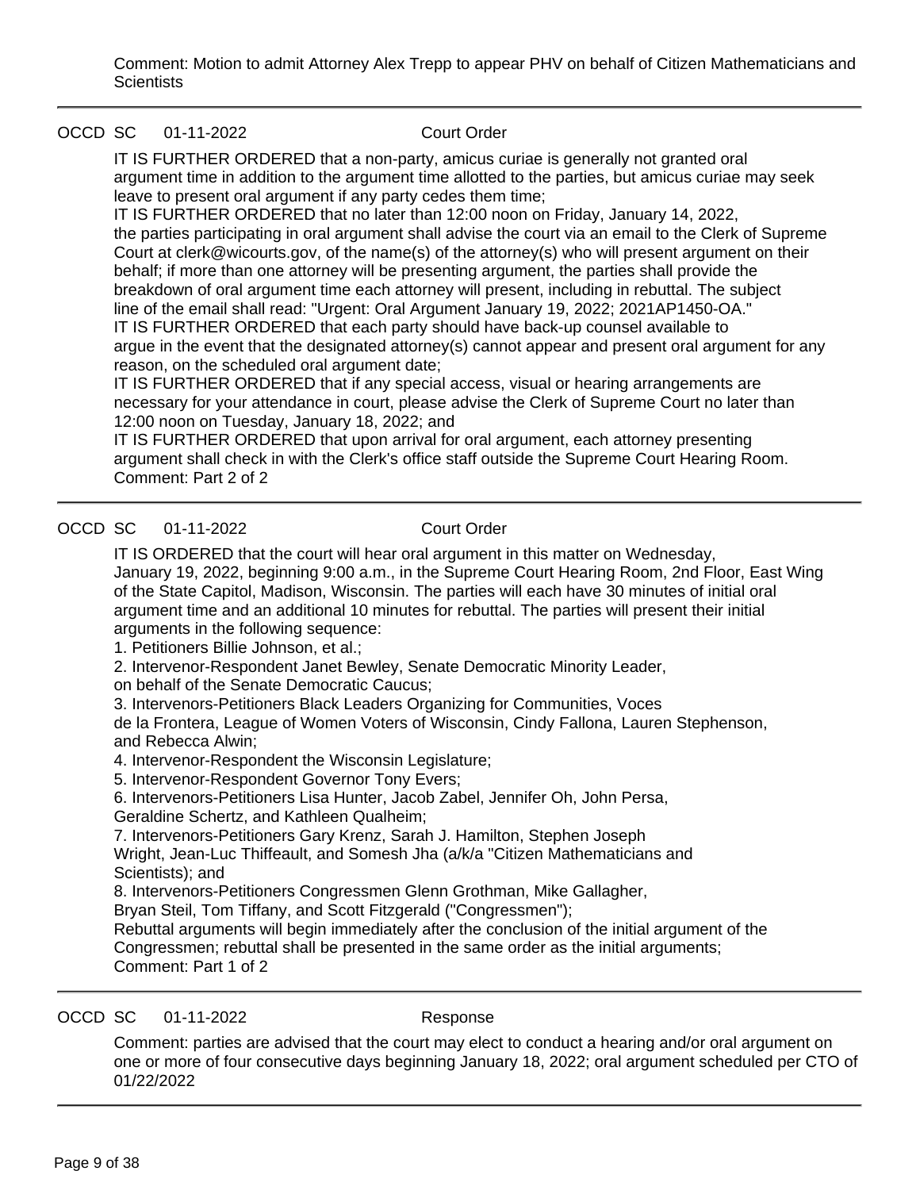Comment: Motion to admit Attorney Alex Trepp to appear PHV on behalf of Citizen Mathematicians and Scientists

---

OCCD SC 01-11-2022 Court Order

IT IS FURTHER ORDERED that a non-party, amicus curiae is generally not granted oral argument time in addition to the argument time allotted to the parties, but amicus curiae may seek leave to present oral argument if any party cedes them time;
IT IS FURTHER ORDERED that no later than 12:00 noon on Friday, January 14, 2022, the parties participating in oral argument shall advise the court via an email to the Clerk of Supreme Court at clerk@wicourts.gov, of the name(s) of the attorney(s) who will present argument on their behalf; if more than one attorney will be presenting argument, the parties shall provide the breakdown of oral argument time each attorney will present, including in rebuttal. The subject line of the email shall read: "Urgent: Oral Argument January 19, 2022; 2021AP1450-OA."
IT IS FURTHER ORDERED that each party should have back-up counsel available to argue in the event that the designated attorney(s) cannot appear and present oral argument for any reason, on the scheduled oral argument date;
IT IS FURTHER ORDERED that if any special access, visual or hearing arrangements are necessary for your attendance in court, please advise the Clerk of Supreme Court no later than 12:00 noon on Tuesday, January 18, 2022; and
IT IS FURTHER ORDERED that upon arrival for oral argument, each attorney presenting argument shall check in with the Clerk's office staff outside the Supreme Court Hearing Room.
Comment: Part 2 of 2

---

OCCD SC 01-11-2022 Court Order

IT IS ORDERED that the court will hear oral argument in this matter on Wednesday, January 19, 2022, beginning 9:00 a.m., in the Supreme Court Hearing Room, 2nd Floor, East Wing of the State Capitol, Madison, Wisconsin. The parties will each have 30 minutes of initial oral argument time and an additional 10 minutes for rebuttal. The parties will present their initial arguments in the following sequence:
1. Petitioners Billie Johnson, et al.;
2. Intervenor-Respondent Janet Bewley, Senate Democratic Minority Leader, on behalf of the Senate Democratic Caucus;
3. Intervenors-Petitioners Black Leaders Organizing for Communities, Voces de la Frontera, League of Women Voters of Wisconsin, Cindy Fallona, Lauren Stephenson, and Rebecca Alwin;
4. Intervenor-Respondent the Wisconsin Legislature;
5. Intervenor-Respondent Governor Tony Evers;
6. Intervenors-Petitioners Lisa Hunter, Jacob Zabel, Jennifer Oh, John Persa, Geraldine Schertz, and Kathleen Qualheim;
7. Intervenors-Petitioners Gary Krenz, Sarah J. Hamilton, Stephen Joseph Wright, Jean-Luc Thiffeault, and Somesh Jha (a/k/a "Citizen Mathematicians and Scientists); and
8. Intervenors-Petitioners Congressmen Glenn Grothman, Mike Gallagher, Bryan Steil, Tom Tiffany, and Scott Fitzgerald ("Congressmen");
Rebuttal arguments will begin immediately after the conclusion of the initial argument of the Congressmen; rebuttal shall be presented in the same order as the initial arguments;
Comment: Part 1 of 2

---

OCCD SC 01-11-2022 Response

Comment: parties are advised that the court may elect to conduct a hearing and/or oral argument on one or more of four consecutive days beginning January 18, 2022; oral argument scheduled per CTO of 01/22/2022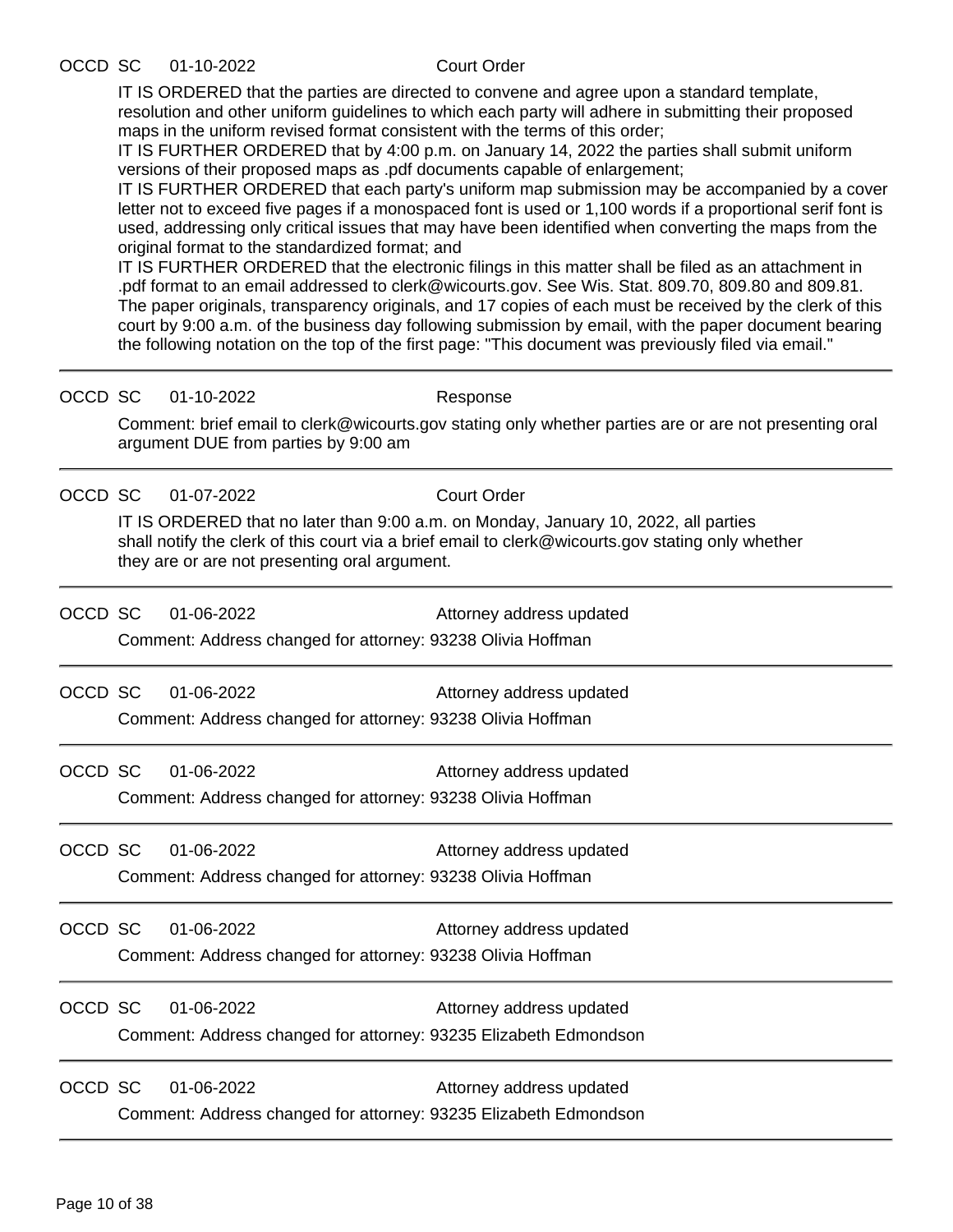OCCD SC 01-10-2022 Court Order

IT IS ORDERED that the parties are directed to convene and agree upon a standard template, resolution and other uniform guidelines to which each party will adhere in submitting their proposed maps in the uniform revised format consistent with the terms of this order;
IT IS FURTHER ORDERED that by 4:00 p.m. on January 14, 2022 the parties shall submit uniform versions of their proposed maps as .pdf documents capable of enlargement;
IT IS FURTHER ORDERED that each party's uniform map submission may be accompanied by a cover letter not to exceed five pages if a monospaced font is used or 1,100 words if a proportional serif font is used, addressing only critical issues that may have been identified when converting the maps from the original format to the standardized format; and
IT IS FURTHER ORDERED that the electronic filings in this matter shall be filed as an attachment in .pdf format to an email addressed to clerk@wicourts.gov. See Wis. Stat. 809.70, 809.80 and 809.81. The paper originals, transparency originals, and 17 copies of each must be received by the clerk of this court by 9:00 a.m. of the business day following submission by email, with the paper document bearing the following notation on the top of the first page: "This document was previously filed via email."

---

OCCD SC 01-10-2022 Response

Comment: brief email to clerk@wicourts.gov stating only whether parties are or are not presenting oral argument DUE from parties by 9:00 am

---

OCCD SC 01-07-2022 Court Order

IT IS ORDERED that no later than 9:00 a.m. on Monday, January 10, 2022, all parties shall notify the clerk of this court via a brief email to clerk@wicourts.gov stating only whether they are or are not presenting oral argument.

---

OCCD SC 01-06-2022 Attorney address updated

Comment: Address changed for attorney: 93238 Olivia Hoffman

---

OCCD SC 01-06-2022 Attorney address updated

Comment: Address changed for attorney: 93238 Olivia Hoffman

---

OCCD SC 01-06-2022 Attorney address updated

Comment: Address changed for attorney: 93238 Olivia Hoffman

---

OCCD SC 01-06-2022 Attorney address updated

Comment: Address changed for attorney: 93238 Olivia Hoffman

---

OCCD SC 01-06-2022 Attorney address updated

Comment: Address changed for attorney: 93238 Olivia Hoffman

---

OCCD SC 01-06-2022 Attorney address updated

Comment: Address changed for attorney: 93235 Elizabeth Edmondson

---

OCCD SC 01-06-2022 Attorney address updated

Comment: Address changed for attorney: 93235 Elizabeth Edmondson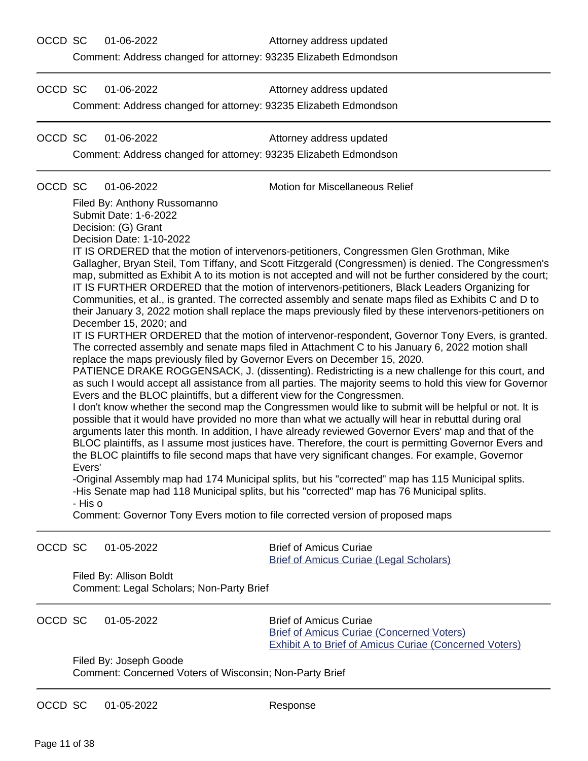OCCD SC 01-06-2022 Attorney address updated

Comment: Address changed for attorney: 93235 Elizabeth Edmondson

---

OCCD SC 01-06-2022 Attorney address updated

Comment: Address changed for attorney: 93235 Elizabeth Edmondson

---

OCCD SC 01-06-2022 Attorney address updated

Comment: Address changed for attorney: 93235 Elizabeth Edmondson

---

OCCD SC 01-06-2022 Motion for Miscellaneous Relief

Filed By: Anthony Russomanno
Submit Date: 1-6-2022
Decision: (G) Grant
Decision Date: 1-10-2022

IT IS ORDERED that the motion of intervenors-petitioners, Congressmen Glen Grothman, Mike Gallagher, Bryan Steil, Tom Tiffany, and Scott Fitzgerald (Congressmen) is denied. The Congressmen's map, submitted as Exhibit A to its motion is not accepted and will not be further considered by the court;
IT IS FURTHER ORDERED that the motion of intervenors-petitioners, Black Leaders Organizing for Communities, et al., is granted. The corrected assembly and senate maps filed as Exhibits C and D to their January 3, 2022 motion shall replace the maps previously filed by these intervenors-petitioners on December 15, 2020; and
IT IS FURTHER ORDERED that the motion of intervenor-respondent, Governor Tony Evers, is granted. The corrected assembly and senate maps filed in Attachment C to his January 6, 2022 motion shall replace the maps previously filed by Governor Evers on December 15, 2020.
PATIENCE DRAKE ROGGENSACK, J. (dissenting). Redistricting is a new challenge for this court, and as such I would accept all assistance from all parties. The majority seems to hold this view for Governor Evers and the BLOC plaintiffs, but a different view for the Congressmen.
I don't know whether the second map the Congressmen would like to submit will be helpful or not. It is possible that it would have provided no more than what we actually will hear in rebuttal during oral arguments later this month. In addition, I have already reviewed Governor Evers' map and that of the BLOC plaintiffs, as I assume most justices have. Therefore, the court is permitting Governor Evers and the BLOC plaintiffs to file second maps that have very significant changes. For example, Governor Evers'
-Original Assembly map had 174 Municipal splits, but his "corrected" map has 115 Municipal splits.
-His Senate map had 118 Municipal splits, but his "corrected" map has 76 Municipal splits.
- His o

Comment: Governor Tony Evers motion to file corrected version of proposed maps

---

OCCD SC 01-05-2022 Brief of Amicus Curiae
Brief of Amicus Curiae (Legal Scholars)

Filed By: Allison Boldt
Comment: Legal Scholars; Non-Party Brief

---

OCCD SC 01-05-2022 Brief of Amicus Curiae
Brief of Amicus Curiae (Concerned Voters)
Exhibit A to Brief of Amicus Curiae (Concerned Voters)

Filed By: Joseph Goode
Comment: Concerned Voters of Wisconsin; Non-Party Brief

---

OCCD SC 01-05-2022 Response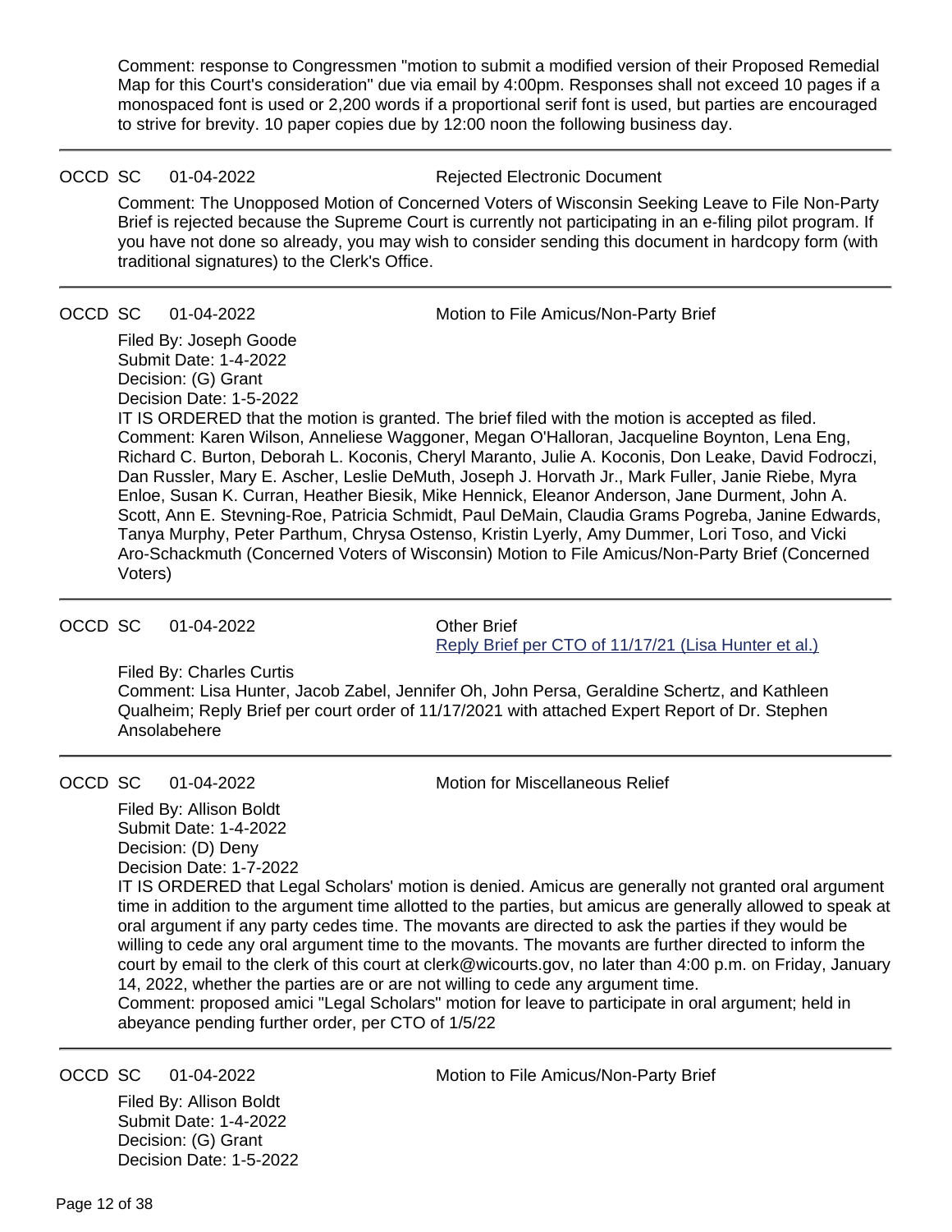Comment: response to Congressmen "motion to submit a modified version of their Proposed Remedial Map for this Court's consideration" due via email by 4:00pm. Responses shall not exceed 10 pages if a monospaced font is used or 2,200 words if a proportional serif font is used, but parties are encouraged to strive for brevity. 10 paper copies due by 12:00 noon the following business day.

---

OCCD SC 01-04-2022 Rejected Electronic Document

Comment: The Unopposed Motion of Concerned Voters of Wisconsin Seeking Leave to File Non-Party Brief is rejected because the Supreme Court is currently not participating in an e-filing pilot program. If you have not done so already, you may wish to consider sending this document in hardcopy form (with traditional signatures) to the Clerk's Office.

---

OCCD SC 01-04-2022 Motion to File Amicus/Non-Party Brief

Filed By: Joseph Goode
Submit Date: 1-4-2022
Decision: (G) Grant
Decision Date: 1-5-2022
IT IS ORDERED that the motion is granted. The brief filed with the motion is accepted as filed.
Comment: Karen Wilson, Anneliese Waggoner, Megan O'Halloran, Jacqueline Boynton, Lena Eng, Richard C. Burton, Deborah L. Koconis, Cheryl Maranto, Julie A. Koconis, Don Leake, David Fodroczi, Dan Russler, Mary E. Ascher, Leslie DeMuth, Joseph J. Horvath Jr., Mark Fuller, Janie Riebe, Myra Enloe, Susan K. Curran, Heather Biesik, Mike Hennick, Eleanor Anderson, Jane Durment, John A. Scott, Ann E. Stevning-Roe, Patricia Schmidt, Paul DeMain, Claudia Grams Pogreba, Janine Edwards, Tanya Murphy, Peter Parthum, Chrysa Ostenso, Kristin Lyerly, Amy Dummer, Lori Toso, and Vicki Aro-Schackmuth (Concerned Voters of Wisconsin) Motion to File Amicus/Non-Party Brief (Concerned Voters)

---

OCCD SC 01-04-2022 Other Brief
Reply Brief per CTO of 11/17/21 (Lisa Hunter et al.)

Filed By: Charles Curtis
Comment: Lisa Hunter, Jacob Zabel, Jennifer Oh, John Persa, Geraldine Schertz, and Kathleen Qualheim; Reply Brief per court order of 11/17/2021 with attached Expert Report of Dr. Stephen Ansolabehere

---

OCCD SC 01-04-2022 Motion for Miscellaneous Relief

Filed By: Allison Boldt
Submit Date: 1-4-2022
Decision: (D) Deny
Decision Date: 1-7-2022
IT IS ORDERED that Legal Scholars' motion is denied. Amicus are generally not granted oral argument time in addition to the argument time allotted to the parties, but amicus are generally allowed to speak at oral argument if any party cedes time. The movants are directed to ask the parties if they would be willing to cede any oral argument time to the movants. The movants are further directed to inform the court by email to the clerk of this court at clerk@wicourts.gov, no later than 4:00 p.m. on Friday, January 14, 2022, whether the parties are or are not willing to cede any argument time.
Comment: proposed amici "Legal Scholars" motion for leave to participate in oral argument; held in abeyance pending further order, per CTO of 1/5/22

---

OCCD SC 01-04-2022 Motion to File Amicus/Non-Party Brief

Filed By: Allison Boldt
Submit Date: 1-4-2022
Decision: (G) Grant
Decision Date: 1-5-2022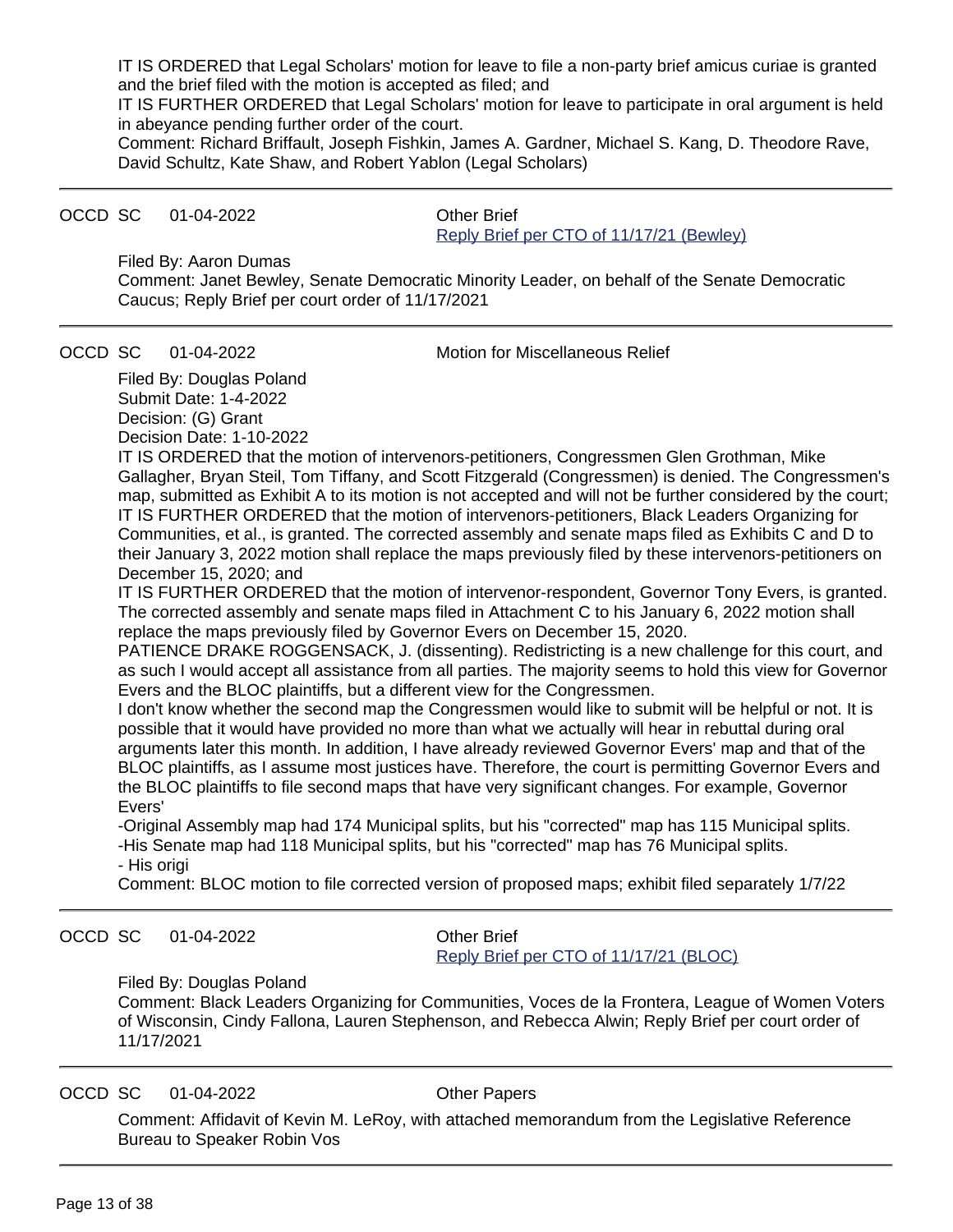IT IS ORDERED that Legal Scholars' motion for leave to file a non-party brief amicus curiae is granted and the brief filed with the motion is accepted as filed; and
IT IS FURTHER ORDERED that Legal Scholars' motion for leave to participate in oral argument is held in abeyance pending further order of the court.
Comment: Richard Briffault, Joseph Fishkin, James A. Gardner, Michael S. Kang, D. Theodore Rave, David Schultz, Kate Shaw, and Robert Yablon (Legal Scholars)

---

OCCD SC 01-04-2022 Other Brief
[Reply Brief per CTO of 11/17/21 (Bewley)]

Filed By: Aaron Dumas
Comment: Janet Bewley, Senate Democratic Minority Leader, on behalf of the Senate Democratic Caucus; Reply Brief per court order of 11/17/2021

---

OCCD SC 01-04-2022 Motion for Miscellaneous Relief

Filed By: Douglas Poland
Submit Date: 1-4-2022
Decision: (G) Grant
Decision Date: 1-10-2022
IT IS ORDERED that the motion of intervenors-petitioners, Congressmen Glen Grothman, Mike Gallagher, Bryan Steil, Tom Tiffany, and Scott Fitzgerald (Congressmen) is denied. The Congressmen's map, submitted as Exhibit A to its motion is not accepted and will not be further considered by the court;
IT IS FURTHER ORDERED that the motion of intervenors-petitioners, Black Leaders Organizing for Communities, et al., is granted. The corrected assembly and senate maps filed as Exhibits C and D to their January 3, 2022 motion shall replace the maps previously filed by these intervenors-petitioners on December 15, 2020; and
IT IS FURTHER ORDERED that the motion of intervenor-respondent, Governor Tony Evers, is granted. The corrected assembly and senate maps filed in Attachment C to his January 6, 2022 motion shall replace the maps previously filed by Governor Evers on December 15, 2020.
PATIENCE DRAKE ROGGENSACK, J. (dissenting). Redistricting is a new challenge for this court, and as such I would accept all assistance from all parties. The majority seems to hold this view for Governor Evers and the BLOC plaintiffs, but a different view for the Congressmen.
I don't know whether the second map the Congressmen would like to submit will be helpful or not. It is possible that it would have provided no more than what we actually will hear in rebuttal during oral arguments later this month. In addition, I have already reviewed Governor Evers' map and that of the BLOC plaintiffs, as I assume most justices have. Therefore, the court is permitting Governor Evers and the BLOC plaintiffs to file second maps that have very significant changes. For example, Governor Evers'
-Original Assembly map had 174 Municipal splits, but his "corrected" map has 115 Municipal splits.
-His Senate map had 118 Municipal splits, but his "corrected" map has 76 Municipal splits.
- His origi
Comment: BLOC motion to file corrected version of proposed maps; exhibit filed separately 1/7/22

---

OCCD SC 01-04-2022 Other Brief
[Reply Brief per CTO of 11/17/21 (BLOC)]

Filed By: Douglas Poland
Comment: Black Leaders Organizing for Communities, Voces de la Frontera, League of Women Voters of Wisconsin, Cindy Fallona, Lauren Stephenson, and Rebecca Alwin; Reply Brief per court order of 11/17/2021

---

OCCD SC 01-04-2022 Other Papers

Comment: Affidavit of Kevin M. LeRoy, with attached memorandum from the Legislative Reference Bureau to Speaker Robin Vos

---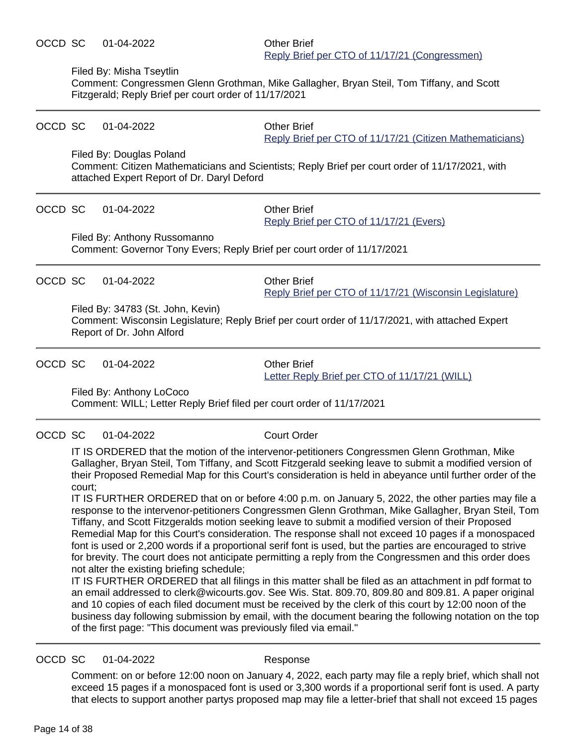OCCD SC 01-04-2022 Other Brief

Reply Brief per CTO of 11/17/21 (Congressmen)

Filed By: Misha Tseytlin

Comment: Congressmen Glenn Grothman, Mike Gallagher, Bryan Steil, Tom Tiffany, and Scott Fitzgerald; Reply Brief per court order of 11/17/2021

---

OCCD SC 01-04-2022 Other Brief

Reply Brief per CTO of 11/17/21 (Citizen Mathematicians)

Filed By: Douglas Poland

Comment: Citizen Mathematicians and Scientists; Reply Brief per court order of 11/17/2021, with attached Expert Report of Dr. Daryl Deford

---

OCCD SC 01-04-2022 Other Brief

Reply Brief per CTO of 11/17/21 (Evers)

Filed By: Anthony Russomanno

Comment: Governor Tony Evers; Reply Brief per court order of 11/17/2021

---

OCCD SC 01-04-2022 Other Brief

Reply Brief per CTO of 11/17/21 (Wisconsin Legislature)

Filed By: 34783 (St. John, Kevin)

Comment: Wisconsin Legislature; Reply Brief per court order of 11/17/2021, with attached Expert Report of Dr. John Alford

---

OCCD SC 01-04-2022 Other Brief

Letter Reply Brief per CTO of 11/17/21 (WILL)

Filed By: Anthony LoCoco

Comment: WILL; Letter Reply Brief filed per court order of 11/17/2021

---

OCCD SC 01-04-2022 Court Order

IT IS ORDERED that the motion of the intervenor-petitioners Congressmen Glenn Grothman, Mike Gallagher, Bryan Steil, Tom Tiffany, and Scott Fitzgerald seeking leave to submit a modified version of their Proposed Remedial Map for this Court's consideration is held in abeyance until further order of the court;

IT IS FURTHER ORDERED that on or before 4:00 p.m. on January 5, 2022, the other parties may file a response to the intervenor-petitioners Congressmen Glenn Grothman, Mike Gallagher, Bryan Steil, Tom Tiffany, and Scott Fitzgeralds motion seeking leave to submit a modified version of their Proposed Remedial Map for this Court's consideration. The response shall not exceed 10 pages if a monospaced font is used or 2,200 words if a proportional serif font is used, but the parties are encouraged to strive for brevity. The court does not anticipate permitting a reply from the Congressmen and this order does not alter the existing briefing schedule;

IT IS FURTHER ORDERED that all filings in this matter shall be filed as an attachment in pdf format to an email addressed to clerk@wicourts.gov. See Wis. Stat. 809.70, 809.80 and 809.81. A paper original and 10 copies of each filed document must be received by the clerk of this court by 12:00 noon of the business day following submission by email, with the document bearing the following notation on the top of the first page: "This document was previously filed via email."

---

OCCD SC 01-04-2022 Response

Comment: on or before 12:00 noon on January 4, 2022, each party may file a reply brief, which shall not exceed 15 pages if a monospaced font is used or 3,300 words if a proportional serif font is used. A party that elects to support another partys proposed map may file a letter-brief that shall not exceed 15 pages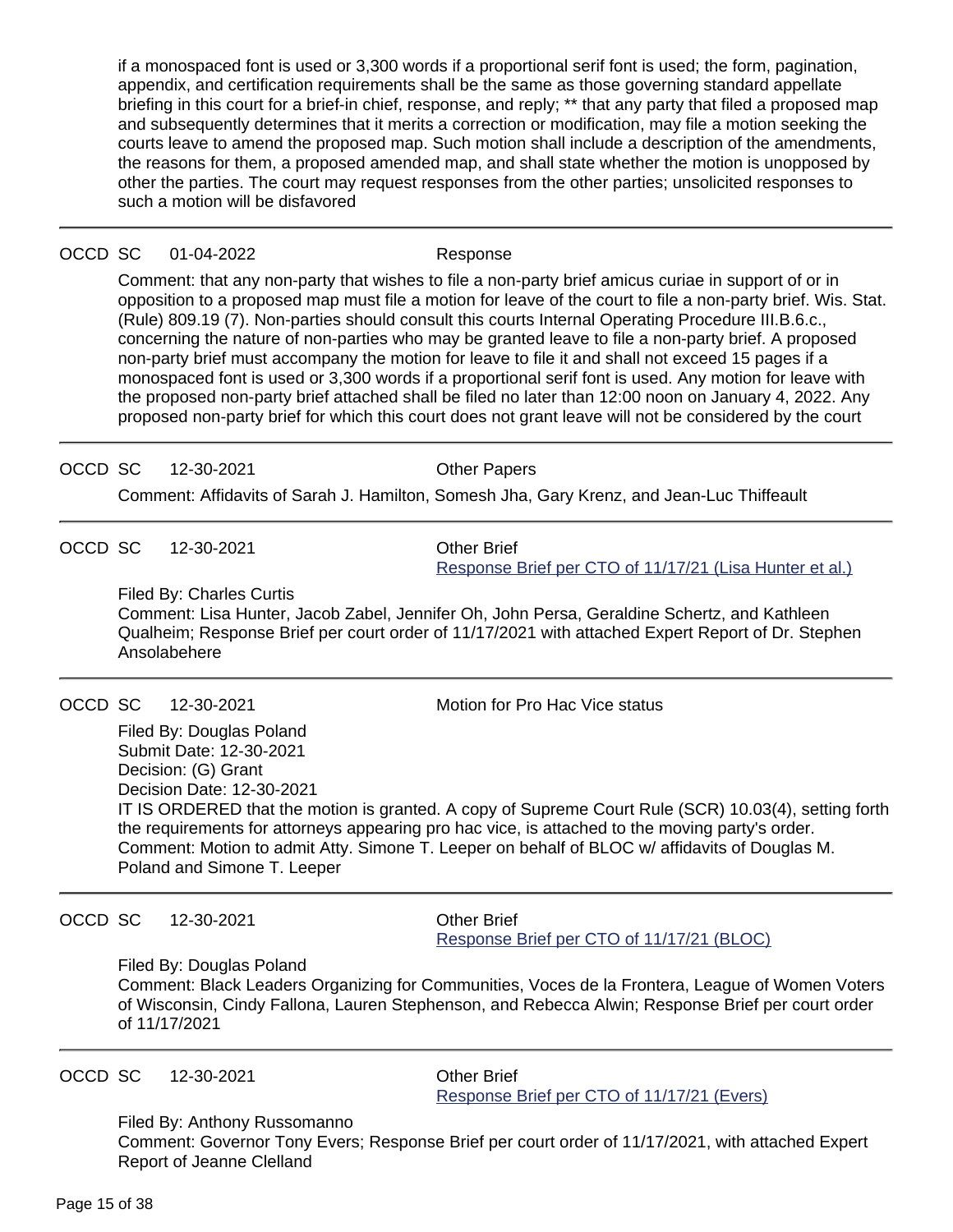if a monospaced font is used or 3,300 words if a proportional serif font is used; the form, pagination, appendix, and certification requirements shall be the same as those governing standard appellate briefing in this court for a brief-in chief, response, and reply; ** that any party that filed a proposed map and subsequently determines that it merits a correction or modification, may file a motion seeking the courts leave to amend the proposed map. Such motion shall include a description of the amendments, the reasons for them, a proposed amended map, and shall state whether the motion is unopposed by other the parties. The court may request responses from the other parties; unsolicited responses to such a motion will be disfavored

---

OCCD SC 01-04-2022 Response

Comment: that any non-party that wishes to file a non-party brief amicus curiae in support of or in opposition to a proposed map must file a motion for leave of the court to file a non-party brief. Wis. Stat. (Rule) 809.19 (7). Non-parties should consult this courts Internal Operating Procedure III.B.6.c., concerning the nature of non-parties who may be granted leave to file a non-party brief. A proposed non-party brief must accompany the motion for leave to file it and shall not exceed 15 pages if a monospaced font is used or 3,300 words if a proportional serif font is used. Any motion for leave with the proposed non-party brief attached shall be filed no later than 12:00 noon on January 4, 2022. Any proposed non-party brief for which this court does not grant leave will not be considered by the court

---

OCCD SC 12-30-2021 Other Papers

Comment: Affidavits of Sarah J. Hamilton, Somesh Jha, Gary Krenz, and Jean-Luc Thiffeault

---

OCCD SC 12-30-2021 Other Brief

Response Brief per CTO of 11/17/21 (Lisa Hunter et al.)

Filed By: Charles Curtis

Comment: Lisa Hunter, Jacob Zabel, Jennifer Oh, John Persa, Geraldine Schertz, and Kathleen Qualheim; Response Brief per court order of 11/17/2021 with attached Expert Report of Dr. Stephen Ansolabehere

---

OCCD SC 12-30-2021 Motion for Pro Hac Vice status

Filed By: Douglas Poland
Submit Date: 12-30-2021
Decision: (G) Grant
Decision Date: 12-30-2021

IT IS ORDERED that the motion is granted. A copy of Supreme Court Rule (SCR) 10.03(4), setting forth the requirements for attorneys appearing pro hac vice, is attached to the moving party's order.

Comment: Motion to admit Atty. Simone T. Leeper on behalf of BLOC w/ affidavits of Douglas M. Poland and Simone T. Leeper

---

OCCD SC 12-30-2021 Other Brief

Response Brief per CTO of 11/17/21 (BLOC)

Filed By: Douglas Poland

Comment: Black Leaders Organizing for Communities, Voces de la Frontera, League of Women Voters of Wisconsin, Cindy Fallona, Lauren Stephenson, and Rebecca Alwin; Response Brief per court order of 11/17/2021

---

OCCD SC 12-30-2021 Other Brief

Response Brief per CTO of 11/17/21 (Evers)

Filed By: Anthony Russomanno

Comment: Governor Tony Evers; Response Brief per court order of 11/17/2021, with attached Expert Report of Jeanne Clelland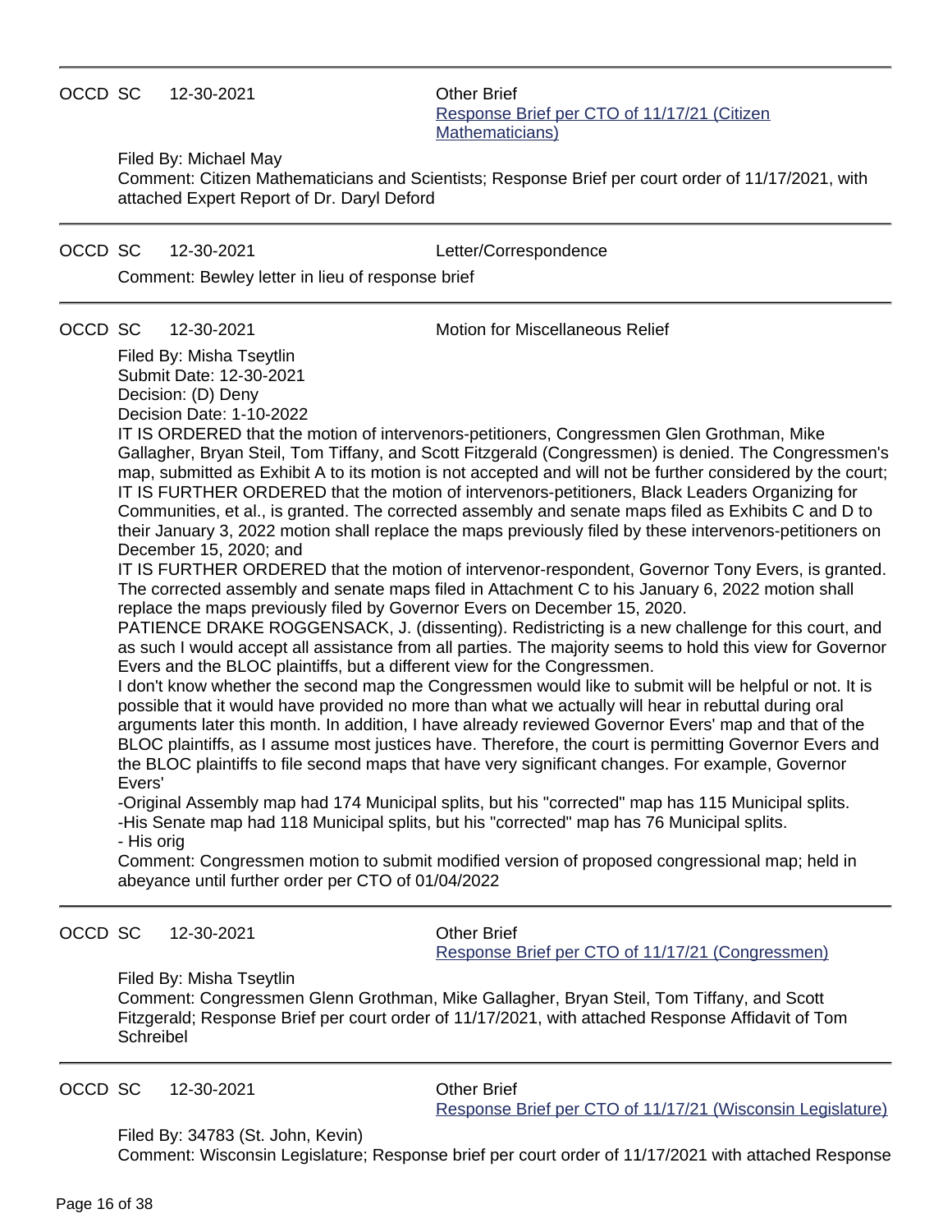---

OCCD SC 12-30-2021 Other Brief
[Response Brief per CTO of 11/17/21 (Citizen Mathematicians)]

Filed By: Michael May
Comment: Citizen Mathematicians and Scientists; Response Brief per court order of 11/17/2021, with attached Expert Report of Dr. Daryl Deford

---

OCCD SC 12-30-2021 Letter/Correspondence

Comment: Bewley letter in lieu of response brief

---

OCCD SC 12-30-2021 Motion for Miscellaneous Relief

Filed By: Misha Tseytlin
Submit Date: 12-30-2021
Decision: (D) Deny
Decision Date: 1-10-2022

IT IS ORDERED that the motion of intervenors-petitioners, Congressmen Glen Grothman, Mike Gallagher, Bryan Steil, Tom Tiffany, and Scott Fitzgerald (Congressmen) is denied. The Congressmen's map, submitted as Exhibit A to its motion is not accepted and will not be further considered by the court;
IT IS FURTHER ORDERED that the motion of intervenors-petitioners, Black Leaders Organizing for Communities, et al., is granted. The corrected assembly and senate maps filed as Exhibits C and D to their January 3, 2022 motion shall replace the maps previously filed by these intervenors-petitioners on December 15, 2020; and
IT IS FURTHER ORDERED that the motion of intervenor-respondent, Governor Tony Evers, is granted. The corrected assembly and senate maps filed in Attachment C to his January 6, 2022 motion shall replace the maps previously filed by Governor Evers on December 15, 2020.
PATIENCE DRAKE ROGGENSACK, J. (dissenting). Redistricting is a new challenge for this court, and as such I would accept all assistance from all parties. The majority seems to hold this view for Governor Evers and the BLOC plaintiffs, but a different view for the Congressmen.
I don't know whether the second map the Congressmen would like to submit will be helpful or not. It is possible that it would have provided no more than what we actually will hear in rebuttal during oral arguments later this month. In addition, I have already reviewed Governor Evers' map and that of the BLOC plaintiffs, as I assume most justices have. Therefore, the court is permitting Governor Evers and the BLOC plaintiffs to file second maps that have very significant changes. For example, Governor Evers'
-Original Assembly map had 174 Municipal splits, but his "corrected" map has 115 Municipal splits.
-His Senate map had 118 Municipal splits, but his "corrected" map has 76 Municipal splits.
- His orig

Comment: Congressmen motion to submit modified version of proposed congressional map; held in abeyance until further order per CTO of 01/04/2022

---

OCCD SC 12-30-2021 Other Brief
[Response Brief per CTO of 11/17/21 (Congressmen)]

Filed By: Misha Tseytlin
Comment: Congressmen Glenn Grothman, Mike Gallagher, Bryan Steil, Tom Tiffany, and Scott Fitzgerald; Response Brief per court order of 11/17/2021, with attached Response Affidavit of Tom Schreibel

---

OCCD SC 12-30-2021 Other Brief
[Response Brief per CTO of 11/17/21 (Wisconsin Legislature)]

Filed By: 34783 (St. John, Kevin)
Comment: Wisconsin Legislature; Response brief per court order of 11/17/2021 with attached Response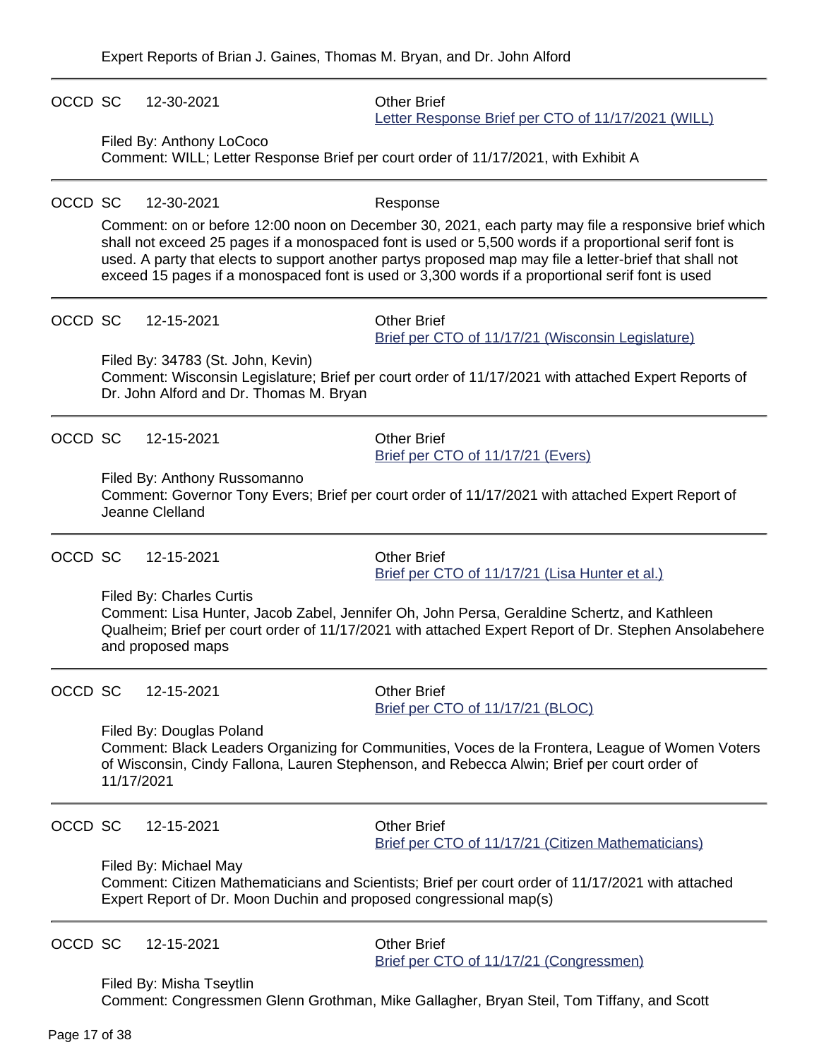Expert Reports of Brian J. Gaines, Thomas M. Bryan, and Dr. John Alford

---

OCCD SC 12-30-2021 Other Brief
[Letter Response Brief per CTO of 11/17/2021 (WILL)]

Filed By: Anthony LoCoco
Comment: WILL; Letter Response Brief per court order of 11/17/2021, with Exhibit A

---

OCCD SC 12-30-2021 Response

Comment: on or before 12:00 noon on December 30, 2021, each party may file a responsive brief which shall not exceed 25 pages if a monospaced font is used or 5,500 words if a proportional serif font is used. A party that elects to support another partys proposed map may file a letter-brief that shall not exceed 15 pages if a monospaced font is used or 3,300 words if a proportional serif font is used

---

OCCD SC 12-15-2021 Other Brief
[Brief per CTO of 11/17/21 (Wisconsin Legislature)]

Filed By: 34783 (St. John, Kevin)
Comment: Wisconsin Legislature; Brief per court order of 11/17/2021 with attached Expert Reports of Dr. John Alford and Dr. Thomas M. Bryan

---

OCCD SC 12-15-2021 Other Brief
[Brief per CTO of 11/17/21 (Evers)]

Filed By: Anthony Russomanno
Comment: Governor Tony Evers; Brief per court order of 11/17/2021 with attached Expert Report of Jeanne Clelland

---

OCCD SC 12-15-2021 Other Brief
[Brief per CTO of 11/17/21 (Lisa Hunter et al.)]

Filed By: Charles Curtis
Comment: Lisa Hunter, Jacob Zabel, Jennifer Oh, John Persa, Geraldine Schertz, and Kathleen Qualheim; Brief per court order of 11/17/2021 with attached Expert Report of Dr. Stephen Ansolabehere and proposed maps

---

OCCD SC 12-15-2021 Other Brief
[Brief per CTO of 11/17/21 (BLOC)]

Filed By: Douglas Poland
Comment: Black Leaders Organizing for Communities, Voces de la Frontera, League of Women Voters of Wisconsin, Cindy Fallona, Lauren Stephenson, and Rebecca Alwin; Brief per court order of 11/17/2021

---

OCCD SC 12-15-2021 Other Brief
[Brief per CTO of 11/17/21 (Citizen Mathematicians)]

Filed By: Michael May
Comment: Citizen Mathematicians and Scientists; Brief per court order of 11/17/2021 with attached Expert Report of Dr. Moon Duchin and proposed congressional map(s)

---

OCCD SC 12-15-2021 Other Brief
[Brief per CTO of 11/17/21 (Congressmen)]

Filed By: Misha Tseytlin
Comment: Congressmen Glenn Grothman, Mike Gallagher, Bryan Steil, Tom Tiffany, and Scott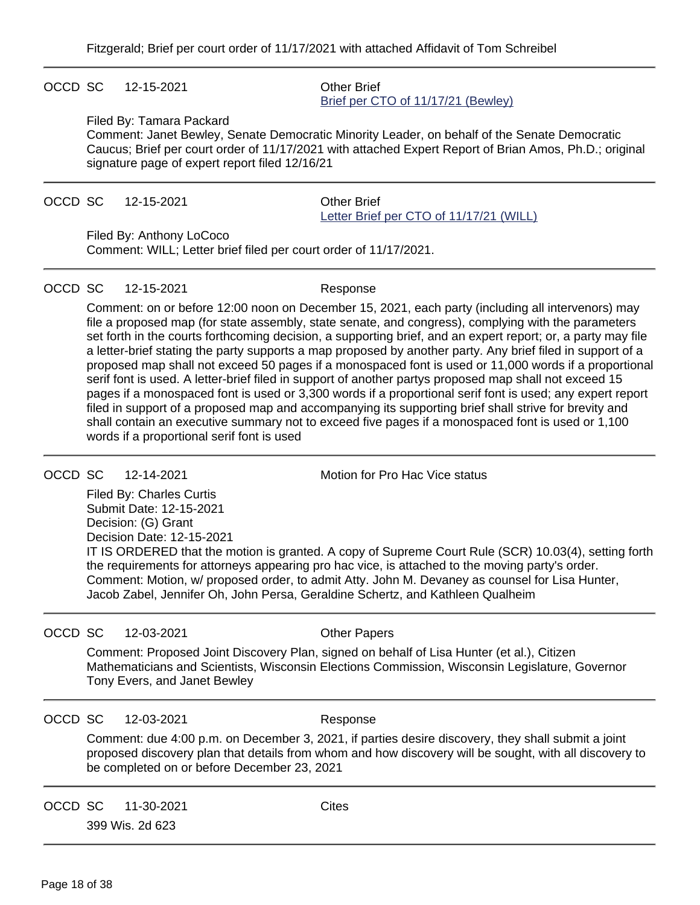Fitzgerald; Brief per court order of 11/17/2021 with attached Affidavit of Tom Schreibel

---

OCCD SC 12-15-2021 Other Brief
[Brief per CTO of 11/17/21 (Bewley)]

Filed By: Tamara Packard
Comment: Janet Bewley, Senate Democratic Minority Leader, on behalf of the Senate Democratic Caucus; Brief per court order of 11/17/2021 with attached Expert Report of Brian Amos, Ph.D.; original signature page of expert report filed 12/16/21

---

OCCD SC 12-15-2021 Other Brief
[Letter Brief per CTO of 11/17/21 (WILL)]

Filed By: Anthony LoCoco
Comment: WILL; Letter brief filed per court order of 11/17/2021.

---

OCCD SC 12-15-2021 Response

Comment: on or before 12:00 noon on December 15, 2021, each party (including all intervenors) may file a proposed map (for state assembly, state senate, and congress), complying with the parameters set forth in the courts forthcoming decision, a supporting brief, and an expert report; or, a party may file a letter-brief stating the party supports a map proposed by another party. Any brief filed in support of a proposed map shall not exceed 50 pages if a monospaced font is used or 11,000 words if a proportional serif font is used. A letter-brief filed in support of another partys proposed map shall not exceed 15 pages if a monospaced font is used or 3,300 words if a proportional serif font is used; any expert report filed in support of a proposed map and accompanying its supporting brief shall strive for brevity and shall contain an executive summary not to exceed five pages if a monospaced font is used or 1,100 words if a proportional serif font is used

---

OCCD SC 12-14-2021 Motion for Pro Hac Vice status

Filed By: Charles Curtis
Submit Date: 12-15-2021
Decision: (G) Grant
Decision Date: 12-15-2021
IT IS ORDERED that the motion is granted. A copy of Supreme Court Rule (SCR) 10.03(4), setting forth the requirements for attorneys appearing pro hac vice, is attached to the moving party's order.
Comment: Motion, w/ proposed order, to admit Atty. John M. Devaney as counsel for Lisa Hunter, Jacob Zabel, Jennifer Oh, John Persa, Geraldine Schertz, and Kathleen Qualheim

---

OCCD SC 12-03-2021 Other Papers

Comment: Proposed Joint Discovery Plan, signed on behalf of Lisa Hunter (et al.), Citizen Mathematicians and Scientists, Wisconsin Elections Commission, Wisconsin Legislature, Governor Tony Evers, and Janet Bewley

---

OCCD SC 12-03-2021 Response

Comment: due 4:00 p.m. on December 3, 2021, if parties desire discovery, they shall submit a joint proposed discovery plan that details from whom and how discovery will be sought, with all discovery to be completed on or before December 23, 2021

---

OCCD SC 11-30-2021 Cites

399 Wis. 2d 623

---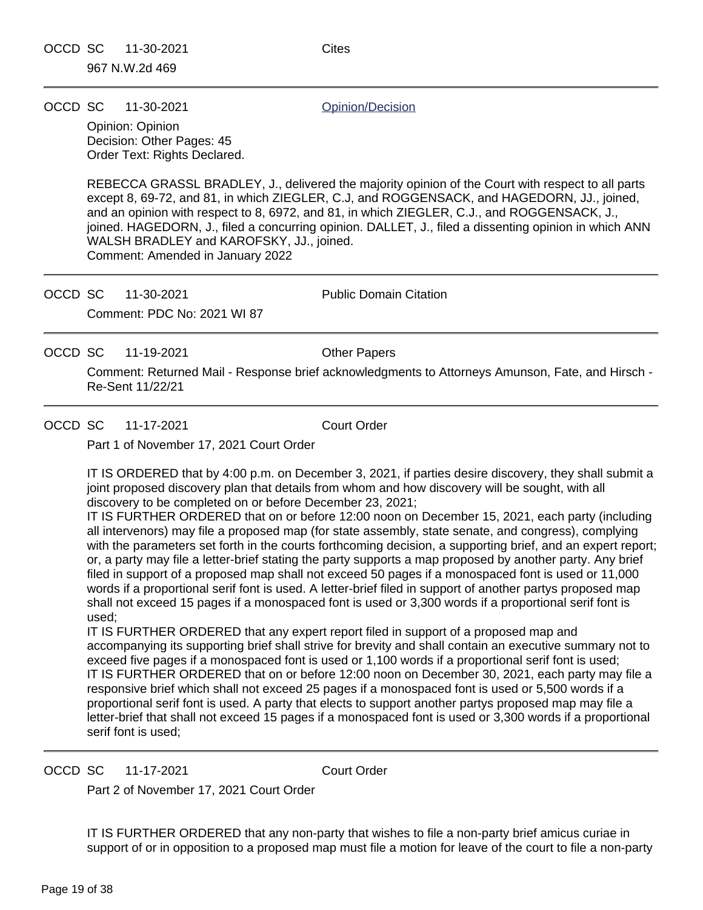OCCD SC 11-30-2021 Cites

967 N.W.2d 469

---

OCCD SC 11-30-2021 [Opinion/Decision]

Opinion: Opinion
Decision: Other Pages: 45
Order Text: Rights Declared.

REBECCA GRASSL BRADLEY, J., delivered the majority opinion of the Court with respect to all parts except 8, 69-72, and 81, in which ZIEGLER, C.J, and ROGGENSACK, and HAGEDORN, JJ., joined, and an opinion with respect to 8, 6972, and 81, in which ZIEGLER, C.J., and ROGGENSACK, J., joined. HAGEDORN, J., filed a concurring opinion. DALLET, J., filed a dissenting opinion in which ANN WALSH BRADLEY and KAROFSKY, JJ., joined.
Comment: Amended in January 2022

---

OCCD SC 11-30-2021 Public Domain Citation

Comment: PDC No: 2021 WI 87

---

OCCD SC 11-19-2021 Other Papers

Comment: Returned Mail - Response brief acknowledgments to Attorneys Amunson, Fate, and Hirsch - Re-Sent 11/22/21

---

OCCD SC 11-17-2021 Court Order

Part 1 of November 17, 2021 Court Order

IT IS ORDERED that by 4:00 p.m. on December 3, 2021, if parties desire discovery, they shall submit a joint proposed discovery plan that details from whom and how discovery will be sought, with all discovery to be completed on or before December 23, 2021;
IT IS FURTHER ORDERED that on or before 12:00 noon on December 15, 2021, each party (including all intervenors) may file a proposed map (for state assembly, state senate, and congress), complying with the parameters set forth in the courts forthcoming decision, a supporting brief, and an expert report; or, a party may file a letter-brief stating the party supports a map proposed by another party. Any brief filed in support of a proposed map shall not exceed 50 pages if a monospaced font is used or 11,000 words if a proportional serif font is used. A letter-brief filed in support of another partys proposed map shall not exceed 15 pages if a monospaced font is used or 3,300 words if a proportional serif font is used;
IT IS FURTHER ORDERED that any expert report filed in support of a proposed map and accompanying its supporting brief shall strive for brevity and shall contain an executive summary not to exceed five pages if a monospaced font is used or 1,100 words if a proportional serif font is used;
IT IS FURTHER ORDERED that on or before 12:00 noon on December 30, 2021, each party may file a responsive brief which shall not exceed 25 pages if a monospaced font is used or 5,500 words if a proportional serif font is used. A party that elects to support another partys proposed map may file a letter-brief that shall not exceed 15 pages if a monospaced font is used or 3,300 words if a proportional serif font is used;

---

OCCD SC 11-17-2021 Court Order

Part 2 of November 17, 2021 Court Order

IT IS FURTHER ORDERED that any non-party that wishes to file a non-party brief amicus curiae in support of or in opposition to a proposed map must file a motion for leave of the court to file a non-party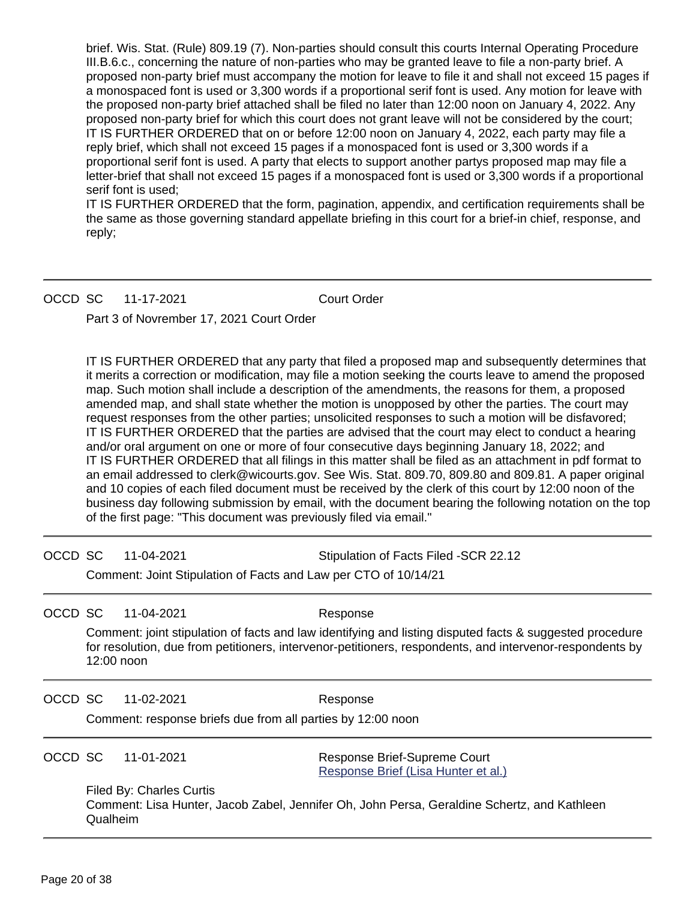brief. Wis. Stat. (Rule) 809.19 (7). Non-parties should consult this courts Internal Operating Procedure III.B.6.c., concerning the nature of non-parties who may be granted leave to file a non-party brief. A proposed non-party brief must accompany the motion for leave to file it and shall not exceed 15 pages if a monospaced font is used or 3,300 words if a proportional serif font is used. Any motion for leave with the proposed non-party brief attached shall be filed no later than 12:00 noon on January 4, 2022. Any proposed non-party brief for which this court does not grant leave will not be considered by the court;
IT IS FURTHER ORDERED that on or before 12:00 noon on January 4, 2022, each party may file a reply brief, which shall not exceed 15 pages if a monospaced font is used or 3,300 words if a proportional serif font is used. A party that elects to support another partys proposed map may file a letter-brief that shall not exceed 15 pages if a monospaced font is used or 3,300 words if a proportional serif font is used;
IT IS FURTHER ORDERED that the form, pagination, appendix, and certification requirements shall be the same as those governing standard appellate briefing in this court for a brief-in chief, response, and reply;

---

OCCD SC 11-17-2021 Court Order

Part 3 of Novrember 17, 2021 Court Order

IT IS FURTHER ORDERED that any party that filed a proposed map and subsequently determines that it merits a correction or modification, may file a motion seeking the courts leave to amend the proposed map. Such motion shall include a description of the amendments, the reasons for them, a proposed amended map, and shall state whether the motion is unopposed by other the parties. The court may request responses from the other parties; unsolicited responses to such a motion will be disfavored;
IT IS FURTHER ORDERED that the parties are advised that the court may elect to conduct a hearing and/or oral argument on one or more of four consecutive days beginning January 18, 2022; and
IT IS FURTHER ORDERED that all filings in this matter shall be filed as an attachment in pdf format to an email addressed to clerk@wicourts.gov. See Wis. Stat. 809.70, 809.80 and 809.81. A paper original and 10 copies of each filed document must be received by the clerk of this court by 12:00 noon of the business day following submission by email, with the document bearing the following notation on the top of the first page: "This document was previously filed via email."

---

OCCD SC 11-04-2021 Stipulation of Facts Filed -SCR 22.12

Comment: Joint Stipulation of Facts and Law per CTO of 10/14/21

---

OCCD SC 11-04-2021 Response

Comment: joint stipulation of facts and law identifying and listing disputed facts & suggested procedure for resolution, due from petitioners, intervenor-petitioners, respondents, and intervenor-respondents by 12:00 noon

---

OCCD SC 11-02-2021 Response

Comment: response briefs due from all parties by 12:00 noon

---

OCCD SC 11-01-2021 Response Brief-Supreme Court
Response Brief (Lisa Hunter et al.)

Filed By: Charles Curtis
Comment: Lisa Hunter, Jacob Zabel, Jennifer Oh, John Persa, Geraldine Schertz, and Kathleen Qualheim

---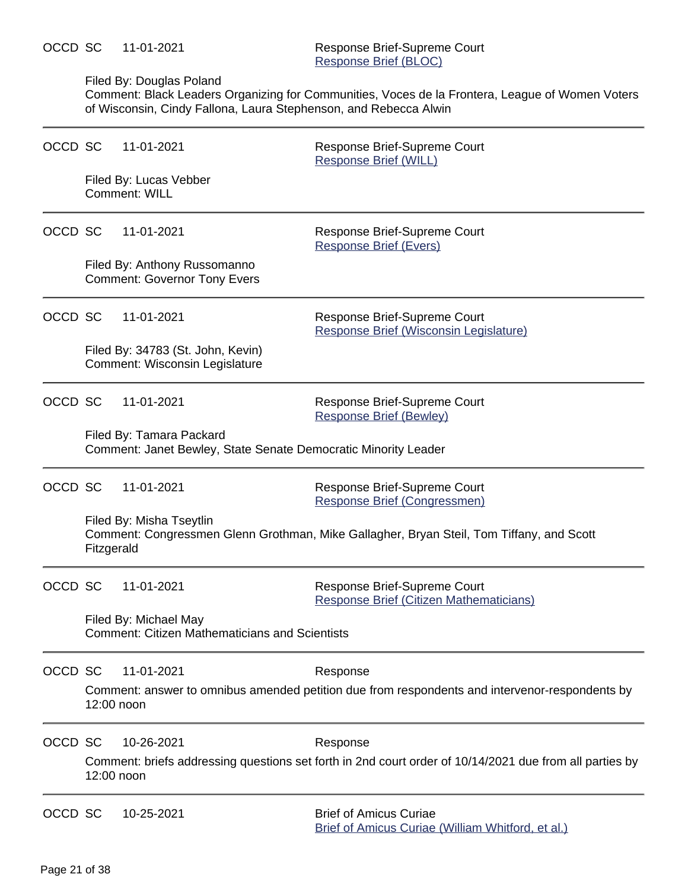OCCD SC 11-01-2021 Response Brief-Supreme Court
Response Brief (BLOC)

Filed By: Douglas Poland
Comment: Black Leaders Organizing for Communities, Voces de la Frontera, League of Women Voters of Wisconsin, Cindy Fallona, Laura Stephenson, and Rebecca Alwin

---

OCCD SC 11-01-2021 Response Brief-Supreme Court
Response Brief (WILL)

Filed By: Lucas Vebber
Comment: WILL

---

OCCD SC 11-01-2021 Response Brief-Supreme Court
Response Brief (Evers)

Filed By: Anthony Russomanno
Comment: Governor Tony Evers

---

OCCD SC 11-01-2021 Response Brief-Supreme Court
Response Brief (Wisconsin Legislature)

Filed By: 34783 (St. John, Kevin)
Comment: Wisconsin Legislature

---

OCCD SC 11-01-2021 Response Brief-Supreme Court
Response Brief (Bewley)

Filed By: Tamara Packard
Comment: Janet Bewley, State Senate Democratic Minority Leader

---

OCCD SC 11-01-2021 Response Brief-Supreme Court
Response Brief (Congressmen)

Filed By: Misha Tseytlin
Comment: Congressmen Glenn Grothman, Mike Gallagher, Bryan Steil, Tom Tiffany, and Scott Fitzgerald

---

OCCD SC 11-01-2021 Response Brief-Supreme Court
Response Brief (Citizen Mathematicians)

Filed By: Michael May
Comment: Citizen Mathematicians and Scientists

---

OCCD SC 11-01-2021 Response

Comment: answer to omnibus amended petition due from respondents and intervenor-respondents by 12:00 noon

---

OCCD SC 10-26-2021 Response

Comment: briefs addressing questions set forth in 2nd court order of 10/14/2021 due from all parties by 12:00 noon

---

OCCD SC 10-25-2021 Brief of Amicus Curiae
Brief of Amicus Curiae (William Whitford, et al.)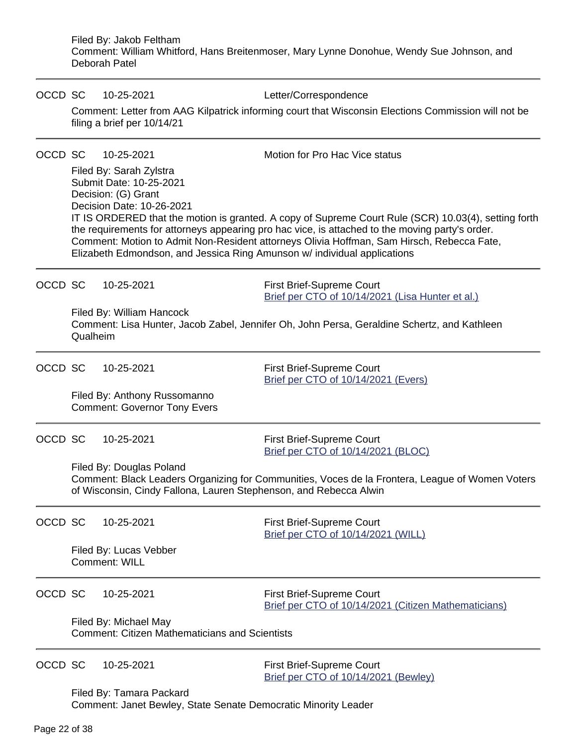Filed By: Jakob Feltham
Comment: William Whitford, Hans Breitenmoser, Mary Lynne Donohue, Wendy Sue Johnson, and Deborah Patel

---

OCCD SC 10-25-2021 Letter/Correspondence

Comment: Letter from AAG Kilpatrick informing court that Wisconsin Elections Commission will not be filing a brief per 10/14/21

---

OCCD SC 10-25-2021 Motion for Pro Hac Vice status

Filed By: Sarah Zylstra
Submit Date: 10-25-2021
Decision: (G) Grant
Decision Date: 10-26-2021
IT IS ORDERED that the motion is granted. A copy of Supreme Court Rule (SCR) 10.03(4), setting forth the requirements for attorneys appearing pro hac vice, is attached to the moving party's order.
Comment: Motion to Admit Non-Resident attorneys Olivia Hoffman, Sam Hirsch, Rebecca Fate, Elizabeth Edmondson, and Jessica Ring Amunson w/ individual applications

---

OCCD SC 10-25-2021 First Brief-Supreme Court
Brief per CTO of 10/14/2021 (Lisa Hunter et al.)

Filed By: William Hancock
Comment: Lisa Hunter, Jacob Zabel, Jennifer Oh, John Persa, Geraldine Schertz, and Kathleen Qualheim

---

OCCD SC 10-25-2021 First Brief-Supreme Court
Brief per CTO of 10/14/2021 (Evers)

Filed By: Anthony Russomanno
Comment: Governor Tony Evers

---

OCCD SC 10-25-2021 First Brief-Supreme Court
Brief per CTO of 10/14/2021 (BLOC)

Filed By: Douglas Poland
Comment: Black Leaders Organizing for Communities, Voces de la Frontera, League of Women Voters of Wisconsin, Cindy Fallona, Lauren Stephenson, and Rebecca Alwin

---

OCCD SC 10-25-2021 First Brief-Supreme Court
Brief per CTO of 10/14/2021 (WILL)

Filed By: Lucas Vebber
Comment: WILL

---

OCCD SC 10-25-2021 First Brief-Supreme Court
Brief per CTO of 10/14/2021 (Citizen Mathematicians)

Filed By: Michael May
Comment: Citizen Mathematicians and Scientists

---

OCCD SC 10-25-2021 First Brief-Supreme Court
Brief per CTO of 10/14/2021 (Bewley)

Filed By: Tamara Packard
Comment: Janet Bewley, State Senate Democratic Minority Leader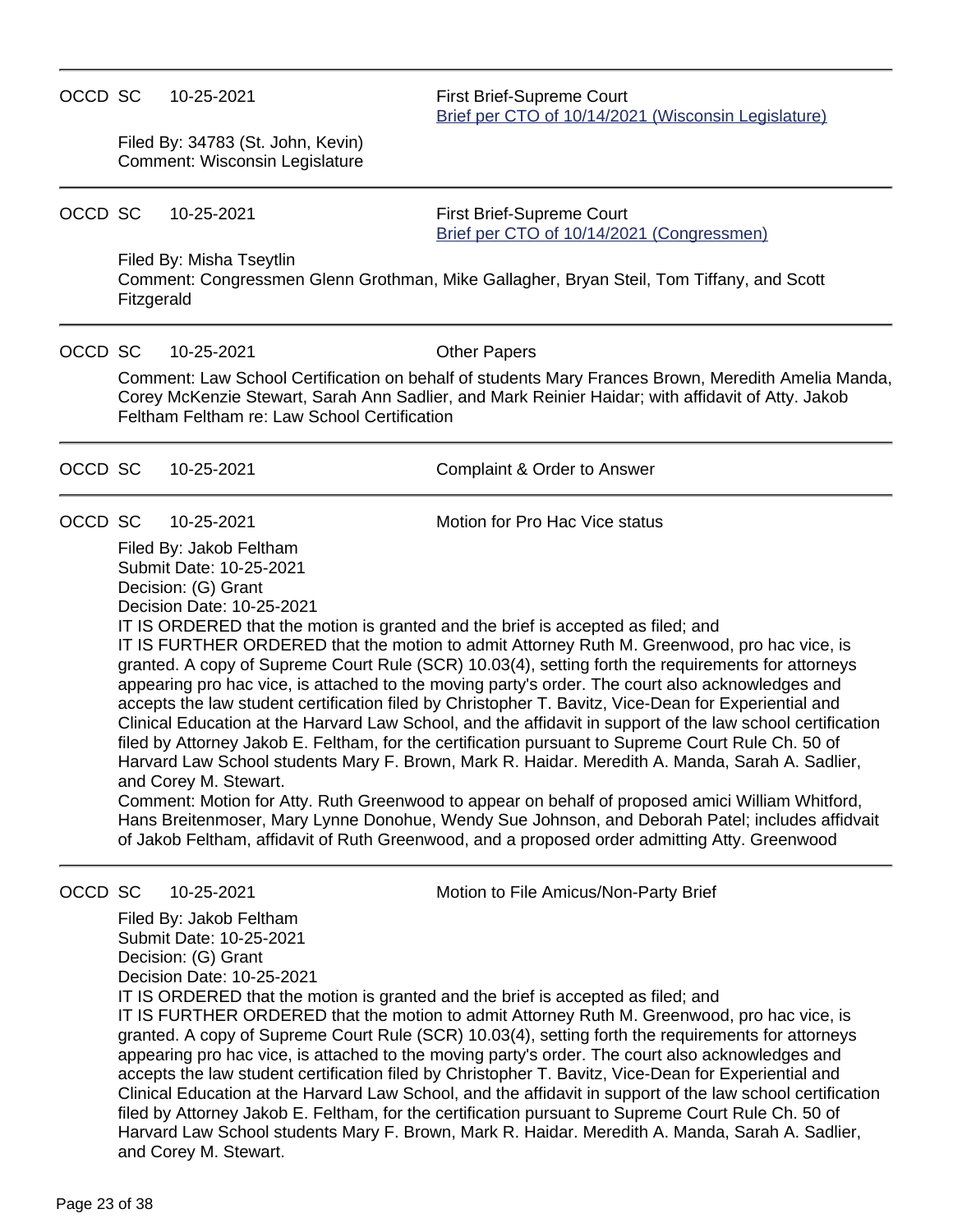---

OCCD SC 10-25-2021 First Brief-Supreme Court
Brief per CTO of 10/14/2021 (Wisconsin Legislature)

Filed By: 34783 (St. John, Kevin)
Comment: Wisconsin Legislature

---

OCCD SC 10-25-2021 First Brief-Supreme Court
Brief per CTO of 10/14/2021 (Congressmen)

Filed By: Misha Tseytlin
Comment: Congressmen Glenn Grothman, Mike Gallagher, Bryan Steil, Tom Tiffany, and Scott Fitzgerald

---

OCCD SC 10-25-2021 Other Papers

Comment: Law School Certification on behalf of students Mary Frances Brown, Meredith Amelia Manda, Corey McKenzie Stewart, Sarah Ann Sadlier, and Mark Reinier Haidar; with affidavit of Atty. Jakob Feltham Feltham re: Law School Certification

---

OCCD SC 10-25-2021 Complaint & Order to Answer

---

OCCD SC 10-25-2021 Motion for Pro Hac Vice status

Filed By: Jakob Feltham
Submit Date: 10-25-2021
Decision: (G) Grant
Decision Date: 10-25-2021
IT IS ORDERED that the motion is granted and the brief is accepted as filed; and
IT IS FURTHER ORDERED that the motion to admit Attorney Ruth M. Greenwood, pro hac vice, is granted. A copy of Supreme Court Rule (SCR) 10.03(4), setting forth the requirements for attorneys appearing pro hac vice, is attached to the moving party's order. The court also acknowledges and accepts the law student certification filed by Christopher T. Bavitz, Vice-Dean for Experiential and Clinical Education at the Harvard Law School, and the affidavit in support of the law school certification filed by Attorney Jakob E. Feltham, for the certification pursuant to Supreme Court Rule Ch. 50 of Harvard Law School students Mary F. Brown, Mark R. Haidar. Meredith A. Manda, Sarah A. Sadlier, and Corey M. Stewart.
Comment: Motion for Atty. Ruth Greenwood to appear on behalf of proposed amici William Whitford, Hans Breitenmoser, Mary Lynne Donohue, Wendy Sue Johnson, and Deborah Patel; includes affidvait of Jakob Feltham, affidavit of Ruth Greenwood, and a proposed order admitting Atty. Greenwood

---

OCCD SC 10-25-2021 Motion to File Amicus/Non-Party Brief

Filed By: Jakob Feltham
Submit Date: 10-25-2021
Decision: (G) Grant
Decision Date: 10-25-2021
IT IS ORDERED that the motion is granted and the brief is accepted as filed; and
IT IS FURTHER ORDERED that the motion to admit Attorney Ruth M. Greenwood, pro hac vice, is granted. A copy of Supreme Court Rule (SCR) 10.03(4), setting forth the requirements for attorneys appearing pro hac vice, is attached to the moving party's order. The court also acknowledges and accepts the law student certification filed by Christopher T. Bavitz, Vice-Dean for Experiential and Clinical Education at the Harvard Law School, and the affidavit in support of the law school certification filed by Attorney Jakob E. Feltham, for the certification pursuant to Supreme Court Rule Ch. 50 of Harvard Law School students Mary F. Brown, Mark R. Haidar. Meredith A. Manda, Sarah A. Sadlier, and Corey M. Stewart.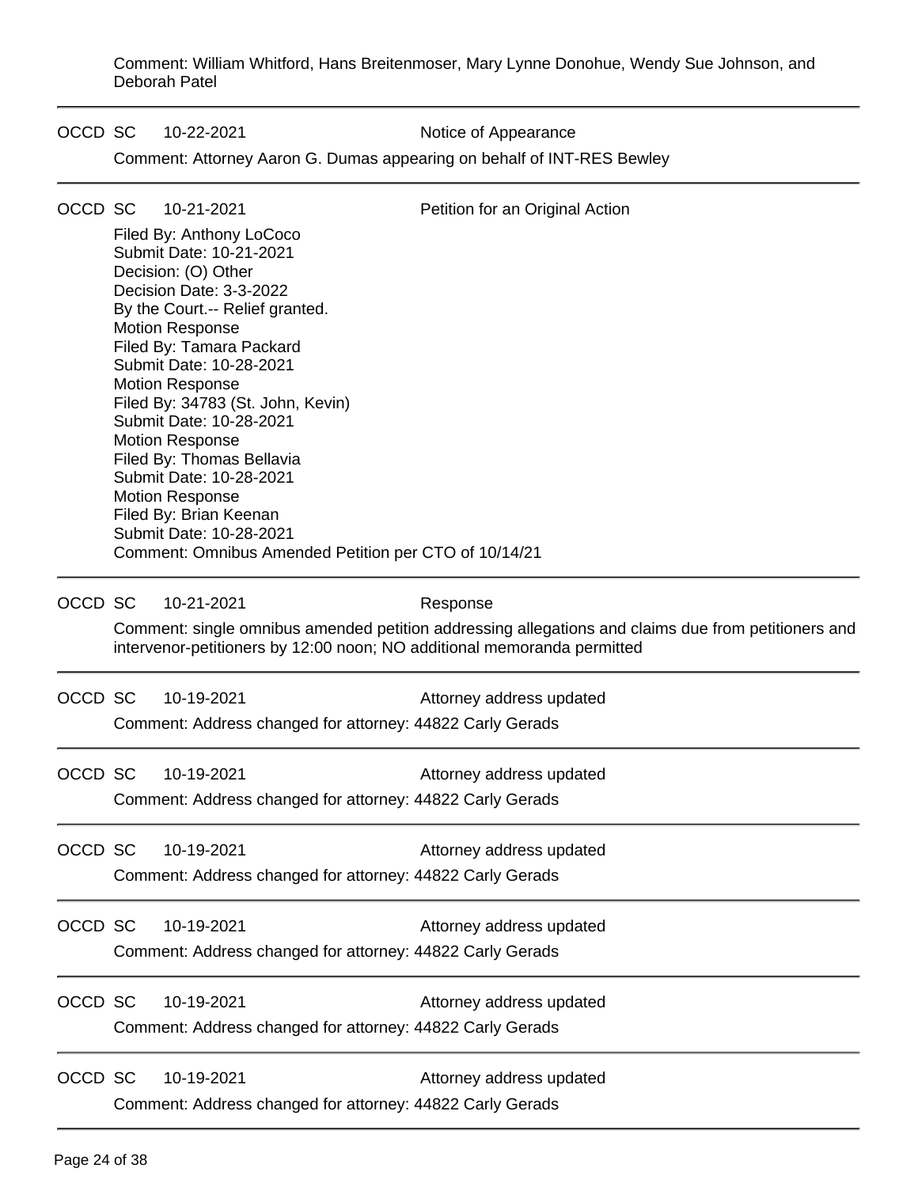Comment: William Whitford, Hans Breitenmoser, Mary Lynne Donohue, Wendy Sue Johnson, and Deborah Patel

---

OCCD SC 10-22-2021 Notice of Appearance

Comment: Attorney Aaron G. Dumas appearing on behalf of INT-RES Bewley

---

OCCD SC 10-21-2021 Petition for an Original Action

Filed By: Anthony LoCoco
Submit Date: 10-21-2021
Decision: (O) Other
Decision Date: 3-3-2022
By the Court.-- Relief granted.
Motion Response
Filed By: Tamara Packard
Submit Date: 10-28-2021
Motion Response
Filed By: 34783 (St. John, Kevin)
Submit Date: 10-28-2021
Motion Response
Filed By: Thomas Bellavia
Submit Date: 10-28-2021
Motion Response
Filed By: Brian Keenan
Submit Date: 10-28-2021
Comment: Omnibus Amended Petition per CTO of 10/14/21

---

OCCD SC 10-21-2021 Response

Comment: single omnibus amended petition addressing allegations and claims due from petitioners and intervenor-petitioners by 12:00 noon; NO additional memoranda permitted

---

OCCD SC 10-19-2021 Attorney address updated

Comment: Address changed for attorney: 44822 Carly Gerads

---

OCCD SC 10-19-2021 Attorney address updated

Comment: Address changed for attorney: 44822 Carly Gerads

---

OCCD SC 10-19-2021 Attorney address updated

Comment: Address changed for attorney: 44822 Carly Gerads

---

OCCD SC 10-19-2021 Attorney address updated

Comment: Address changed for attorney: 44822 Carly Gerads

---

OCCD SC 10-19-2021 Attorney address updated

Comment: Address changed for attorney: 44822 Carly Gerads

---

OCCD SC 10-19-2021 Attorney address updated

Comment: Address changed for attorney: 44822 Carly Gerads

---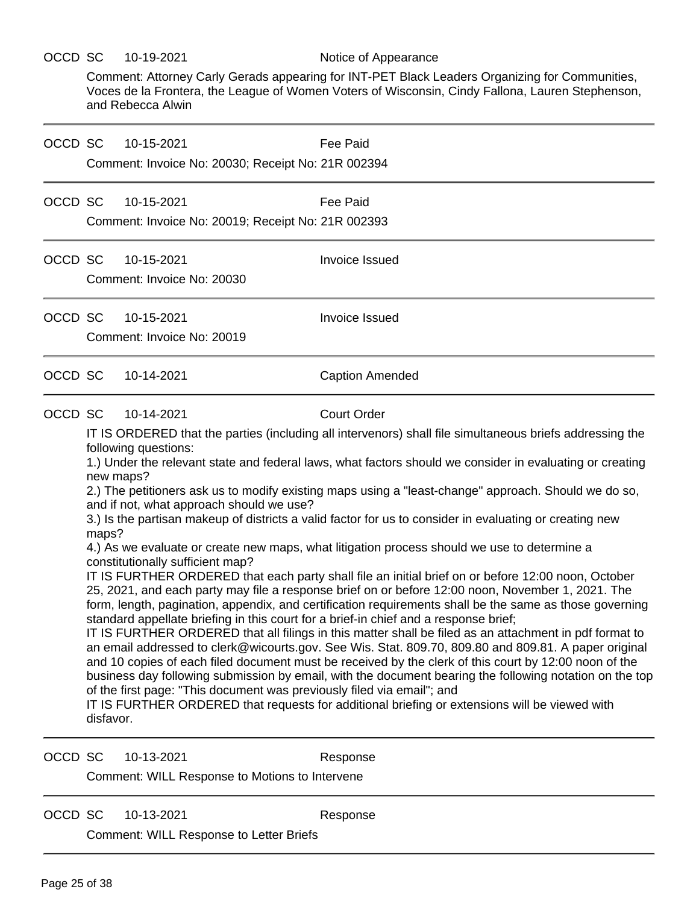OCCD SC 10-19-2021 Notice of Appearance

Comment: Attorney Carly Gerads appearing for INT-PET Black Leaders Organizing for Communities, Voces de la Frontera, the League of Women Voters of Wisconsin, Cindy Fallona, Lauren Stephenson, and Rebecca Alwin

---

OCCD SC 10-15-2021 Fee Paid

Comment: Invoice No: 20030; Receipt No: 21R 002394

---

OCCD SC 10-15-2021 Fee Paid

Comment: Invoice No: 20019; Receipt No: 21R 002393

---

OCCD SC 10-15-2021 Invoice Issued

Comment: Invoice No: 20030

---

OCCD SC 10-15-2021 Invoice Issued

Comment: Invoice No: 20019

---

OCCD SC 10-14-2021 Caption Amended

---

OCCD SC 10-14-2021 Court Order

IT IS ORDERED that the parties (including all intervenors) shall file simultaneous briefs addressing the following questions:
1.) Under the relevant state and federal laws, what factors should we consider in evaluating or creating new maps?
2.) The petitioners ask us to modify existing maps using a "least-change" approach. Should we do so, and if not, what approach should we use?
3.) Is the partisan makeup of districts a valid factor for us to consider in evaluating or creating new maps?
4.) As we evaluate or create new maps, what litigation process should we use to determine a constitutionally sufficient map?
IT IS FURTHER ORDERED that each party shall file an initial brief on or before 12:00 noon, October 25, 2021, and each party may file a response brief on or before 12:00 noon, November 1, 2021. The form, length, pagination, appendix, and certification requirements shall be the same as those governing standard appellate briefing in this court for a brief-in chief and a response brief;
IT IS FURTHER ORDERED that all filings in this matter shall be filed as an attachment in pdf format to an email addressed to clerk@wicourts.gov. See Wis. Stat. 809.70, 809.80 and 809.81. A paper original and 10 copies of each filed document must be received by the clerk of this court by 12:00 noon of the business day following submission by email, with the document bearing the following notation on the top of the first page: "This document was previously filed via email"; and
IT IS FURTHER ORDERED that requests for additional briefing or extensions will be viewed with disfavor.

---

OCCD SC 10-13-2021 Response

Comment: WILL Response to Motions to Intervene

---

OCCD SC 10-13-2021 Response

Comment: WILL Response to Letter Briefs

---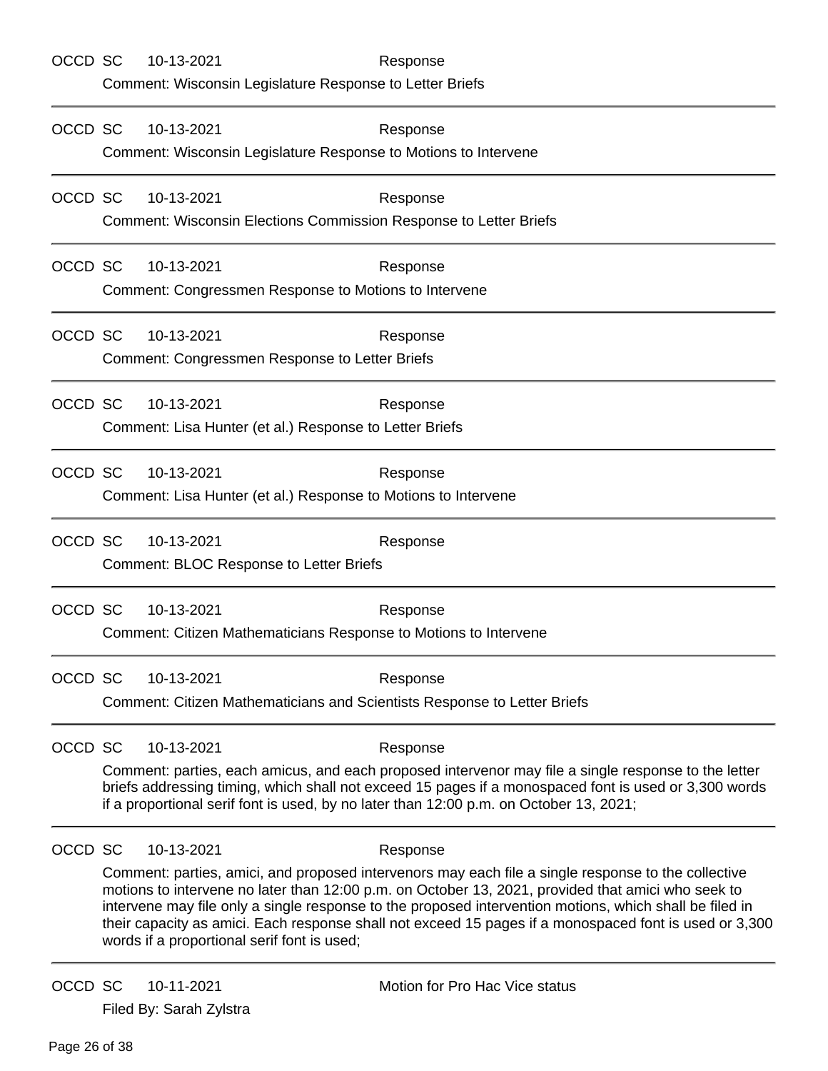OCCD SC 10-13-2021 Response

Comment: Wisconsin Legislature Response to Letter Briefs

---

OCCD SC 10-13-2021 Response

Comment: Wisconsin Legislature Response to Motions to Intervene

---

OCCD SC 10-13-2021 Response

Comment: Wisconsin Elections Commission Response to Letter Briefs

---

OCCD SC 10-13-2021 Response

Comment: Congressmen Response to Motions to Intervene

---

OCCD SC 10-13-2021 Response

Comment: Congressmen Response to Letter Briefs

---

OCCD SC 10-13-2021 Response

Comment: Lisa Hunter (et al.) Response to Letter Briefs

---

OCCD SC 10-13-2021 Response

Comment: Lisa Hunter (et al.) Response to Motions to Intervene

---

OCCD SC 10-13-2021 Response

Comment: BLOC Response to Letter Briefs

---

OCCD SC 10-13-2021 Response

Comment: Citizen Mathematicians Response to Motions to Intervene

---

OCCD SC 10-13-2021 Response

Comment: Citizen Mathematicians and Scientists Response to Letter Briefs

---

OCCD SC 10-13-2021 Response

Comment: parties, each amicus, and each proposed intervenor may file a single response to the letter briefs addressing timing, which shall not exceed 15 pages if a monospaced font is used or 3,300 words if a proportional serif font is used, by no later than 12:00 p.m. on October 13, 2021;

---

OCCD SC 10-13-2021 Response

Comment: parties, amici, and proposed intervenors may each file a single response to the collective motions to intervene no later than 12:00 p.m. on October 13, 2021, provided that amici who seek to intervene may file only a single response to the proposed intervention motions, which shall be filed in their capacity as amici. Each response shall not exceed 15 pages if a monospaced font is used or 3,300 words if a proportional serif font is used;

---

OCCD SC 10-11-2021 Motion for Pro Hac Vice status

Filed By: Sarah Zylstra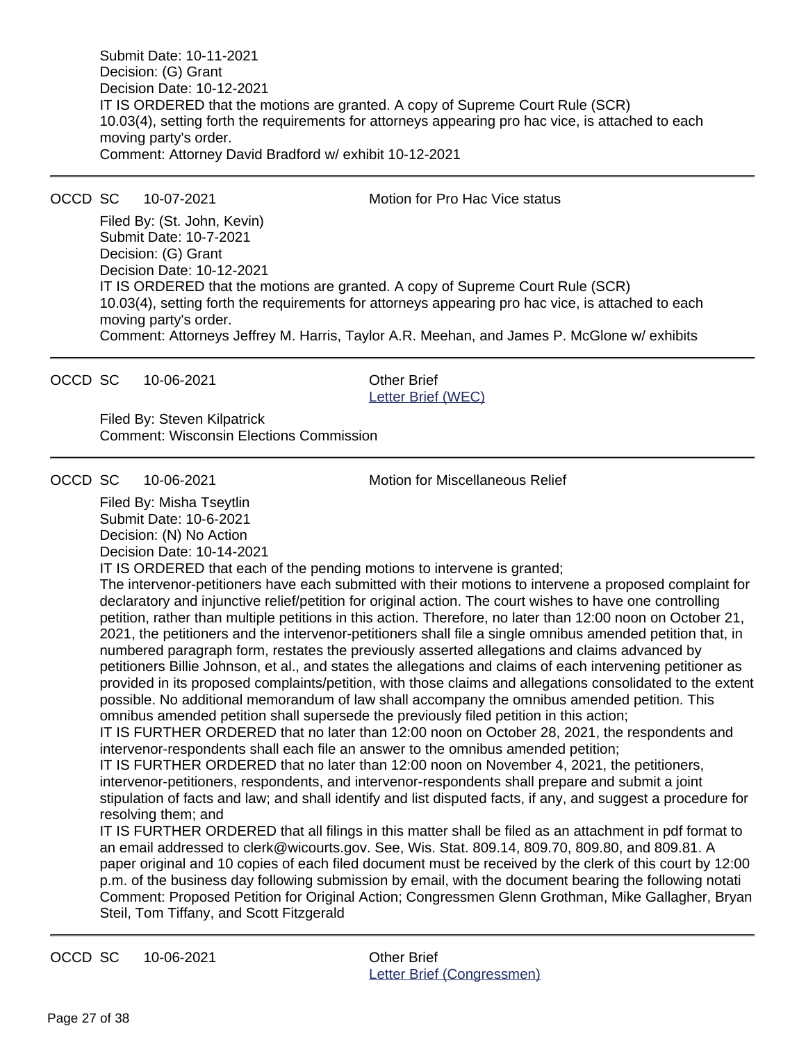Submit Date: 10-11-2021
Decision: (G) Grant
Decision Date: 10-12-2021
IT IS ORDERED that the motions are granted. A copy of Supreme Court Rule (SCR) 10.03(4), setting forth the requirements for attorneys appearing pro hac vice, is attached to each moving party's order.
Comment: Attorney David Bradford w/ exhibit 10-12-2021

---

OCCD SC 10-07-2021 Motion for Pro Hac Vice status

Filed By: (St. John, Kevin)
Submit Date: 10-7-2021
Decision: (G) Grant
Decision Date: 10-12-2021
IT IS ORDERED that the motions are granted. A copy of Supreme Court Rule (SCR) 10.03(4), setting forth the requirements for attorneys appearing pro hac vice, is attached to each moving party's order.
Comment: Attorneys Jeffrey M. Harris, Taylor A.R. Meehan, and James P. McGlone w/ exhibits

---

OCCD SC 10-06-2021 Other Brief
Letter Brief (WEC)

Filed By: Steven Kilpatrick
Comment: Wisconsin Elections Commission

---

OCCD SC 10-06-2021 Motion for Miscellaneous Relief

Filed By: Misha Tseytlin
Submit Date: 10-6-2021
Decision: (N) No Action
Decision Date: 10-14-2021
IT IS ORDERED that each of the pending motions to intervene is granted;
The intervenor-petitioners have each submitted with their motions to intervene a proposed complaint for declaratory and injunctive relief/petition for original action. The court wishes to have one controlling petition, rather than multiple petitions in this action. Therefore, no later than 12:00 noon on October 21, 2021, the petitioners and the intervenor-petitioners shall file a single omnibus amended petition that, in numbered paragraph form, restates the previously asserted allegations and claims advanced by petitioners Billie Johnson, et al., and states the allegations and claims of each intervening petitioner as provided in its proposed complaints/petition, with those claims and allegations consolidated to the extent possible. No additional memorandum of law shall accompany the omnibus amended petition. This omnibus amended petition shall supersede the previously filed petition in this action;
IT IS FURTHER ORDERED that no later than 12:00 noon on October 28, 2021, the respondents and intervenor-respondents shall each file an answer to the omnibus amended petition;
IT IS FURTHER ORDERED that no later than 12:00 noon on November 4, 2021, the petitioners, intervenor-petitioners, respondents, and intervenor-respondents shall prepare and submit a joint stipulation of facts and law; and shall identify and list disputed facts, if any, and suggest a procedure for resolving them; and
IT IS FURTHER ORDERED that all filings in this matter shall be filed as an attachment in pdf format to an email addressed to clerk@wicourts.gov. See, Wis. Stat. 809.14, 809.70, 809.80, and 809.81. A paper original and 10 copies of each filed document must be received by the clerk of this court by 12:00 p.m. of the business day following submission by email, with the document bearing the following notati
Comment: Proposed Petition for Original Action; Congressmen Glenn Grothman, Mike Gallagher, Bryan Steil, Tom Tiffany, and Scott Fitzgerald

---

OCCD SC 10-06-2021 Other Brief
Letter Brief (Congressmen)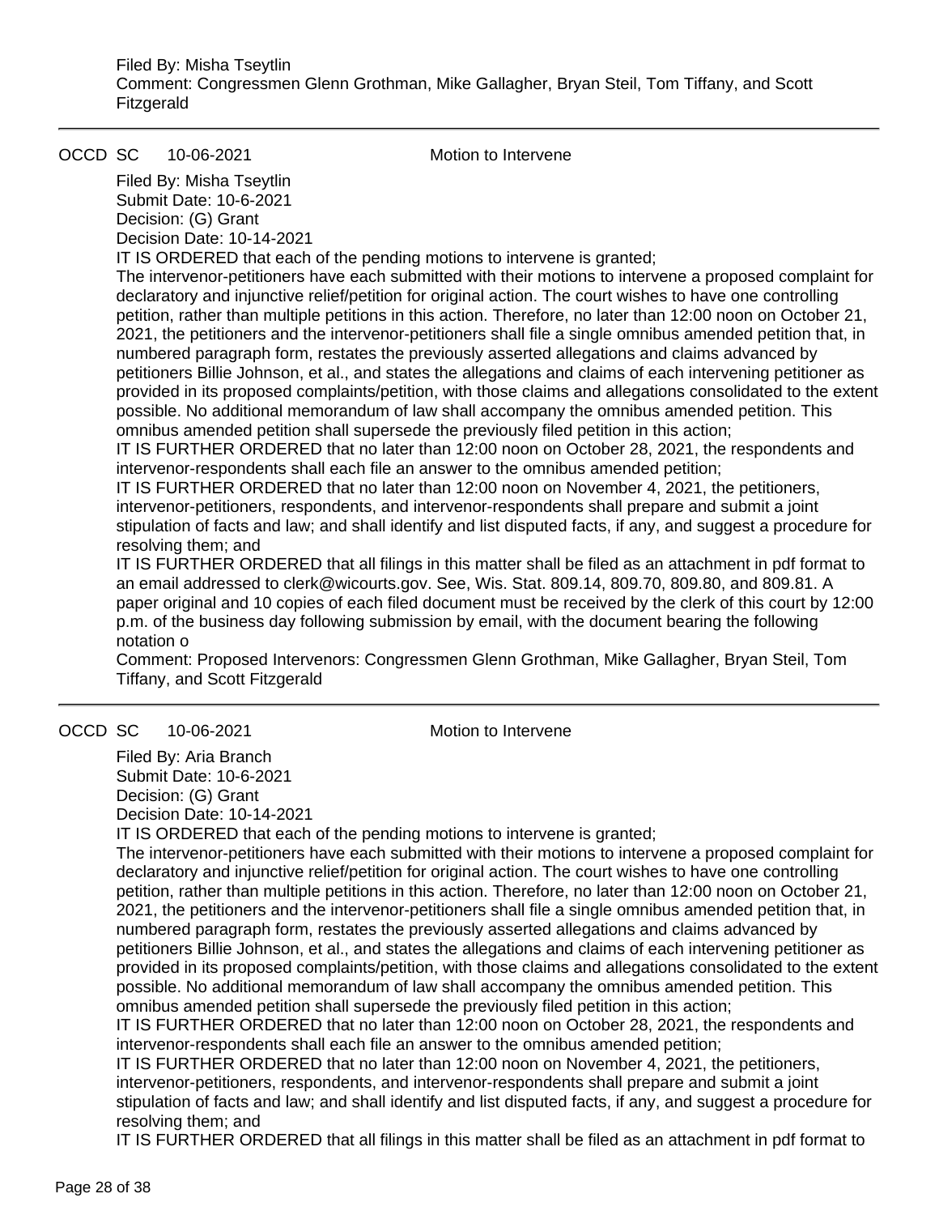Filed By: Misha Tseytlin
Comment: Congressmen Glenn Grothman, Mike Gallagher, Bryan Steil, Tom Tiffany, and Scott Fitzgerald

---

OCCD SC 10-06-2021 Motion to Intervene

Filed By: Misha Tseytlin
Submit Date: 10-6-2021
Decision: (G) Grant
Decision Date: 10-14-2021
IT IS ORDERED that each of the pending motions to intervene is granted;
The intervenor-petitioners have each submitted with their motions to intervene a proposed complaint for declaratory and injunctive relief/petition for original action. The court wishes to have one controlling petition, rather than multiple petitions in this action. Therefore, no later than 12:00 noon on October 21, 2021, the petitioners and the intervenor-petitioners shall file a single omnibus amended petition that, in numbered paragraph form, restates the previously asserted allegations and claims advanced by petitioners Billie Johnson, et al., and states the allegations and claims of each intervening petitioner as provided in its proposed complaints/petition, with those claims and allegations consolidated to the extent possible. No additional memorandum of law shall accompany the omnibus amended petition. This omnibus amended petition shall supersede the previously filed petition in this action;
IT IS FURTHER ORDERED that no later than 12:00 noon on October 28, 2021, the respondents and intervenor-respondents shall each file an answer to the omnibus amended petition;
IT IS FURTHER ORDERED that no later than 12:00 noon on November 4, 2021, the petitioners, intervenor-petitioners, respondents, and intervenor-respondents shall prepare and submit a joint stipulation of facts and law; and shall identify and list disputed facts, if any, and suggest a procedure for resolving them; and
IT IS FURTHER ORDERED that all filings in this matter shall be filed as an attachment in pdf format to an email addressed to clerk@wicourts.gov. See, Wis. Stat. 809.14, 809.70, 809.80, and 809.81. A paper original and 10 copies of each filed document must be received by the clerk of this court by 12:00 p.m. of the business day following submission by email, with the document bearing the following notation o
Comment: Proposed Intervenors: Congressmen Glenn Grothman, Mike Gallagher, Bryan Steil, Tom Tiffany, and Scott Fitzgerald

---

OCCD SC 10-06-2021 Motion to Intervene

Filed By: Aria Branch
Submit Date: 10-6-2021
Decision: (G) Grant
Decision Date: 10-14-2021
IT IS ORDERED that each of the pending motions to intervene is granted;
The intervenor-petitioners have each submitted with their motions to intervene a proposed complaint for declaratory and injunctive relief/petition for original action. The court wishes to have one controlling petition, rather than multiple petitions in this action. Therefore, no later than 12:00 noon on October 21, 2021, the petitioners and the intervenor-petitioners shall file a single omnibus amended petition that, in numbered paragraph form, restates the previously asserted allegations and claims advanced by petitioners Billie Johnson, et al., and states the allegations and claims of each intervening petitioner as provided in its proposed complaints/petition, with those claims and allegations consolidated to the extent possible. No additional memorandum of law shall accompany the omnibus amended petition. This omnibus amended petition shall supersede the previously filed petition in this action;
IT IS FURTHER ORDERED that no later than 12:00 noon on October 28, 2021, the respondents and intervenor-respondents shall each file an answer to the omnibus amended petition;
IT IS FURTHER ORDERED that no later than 12:00 noon on November 4, 2021, the petitioners, intervenor-petitioners, respondents, and intervenor-respondents shall prepare and submit a joint stipulation of facts and law; and shall identify and list disputed facts, if any, and suggest a procedure for resolving them; and
IT IS FURTHER ORDERED that all filings in this matter shall be filed as an attachment in pdf format to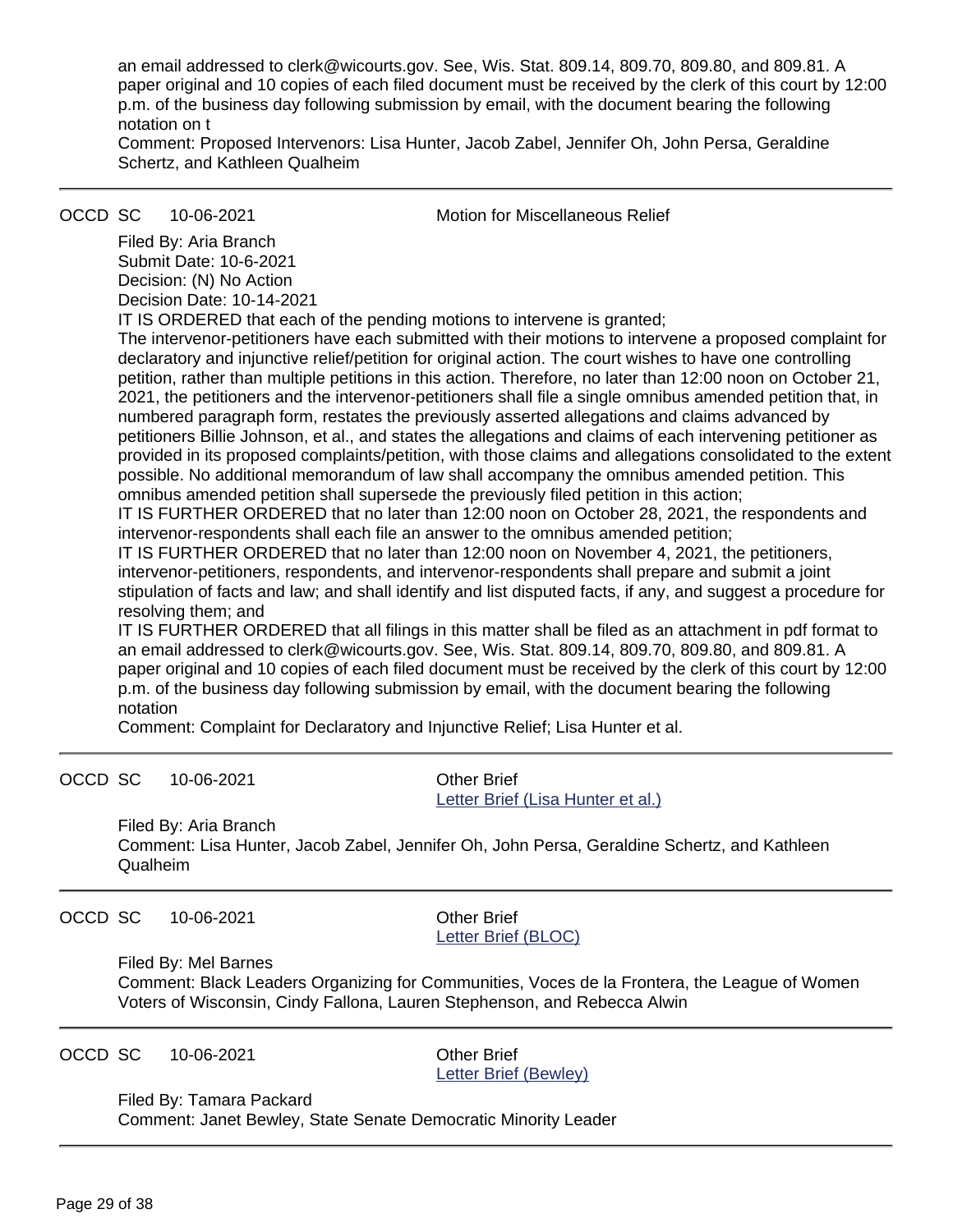an email addressed to clerk@wicourts.gov. See, Wis. Stat. 809.14, 809.70, 809.80, and 809.81. A paper original and 10 copies of each filed document must be received by the clerk of this court by 12:00 p.m. of the business day following submission by email, with the document bearing the following notation on t

Comment: Proposed Intervenors: Lisa Hunter, Jacob Zabel, Jennifer Oh, John Persa, Geraldine Schertz, and Kathleen Qualheim

---

OCCD SC 10-06-2021 Motion for Miscellaneous Relief

Filed By: Aria Branch
Submit Date: 10-6-2021
Decision: (N) No Action
Decision Date: 10-14-2021

IT IS ORDERED that each of the pending motions to intervene is granted;

The intervenor-petitioners have each submitted with their motions to intervene a proposed complaint for declaratory and injunctive relief/petition for original action. The court wishes to have one controlling petition, rather than multiple petitions in this action. Therefore, no later than 12:00 noon on October 21, 2021, the petitioners and the intervenor-petitioners shall file a single omnibus amended petition that, in numbered paragraph form, restates the previously asserted allegations and claims advanced by petitioners Billie Johnson, et al., and states the allegations and claims of each intervening petitioner as provided in its proposed complaints/petition, with those claims and allegations consolidated to the extent possible. No additional memorandum of law shall accompany the omnibus amended petition. This omnibus amended petition shall supersede the previously filed petition in this action;

IT IS FURTHER ORDERED that no later than 12:00 noon on October 28, 2021, the respondents and intervenor-respondents shall each file an answer to the omnibus amended petition;

IT IS FURTHER ORDERED that no later than 12:00 noon on November 4, 2021, the petitioners, intervenor-petitioners, respondents, and intervenor-respondents shall prepare and submit a joint stipulation of facts and law; and shall identify and list disputed facts, if any, and suggest a procedure for resolving them; and

IT IS FURTHER ORDERED that all filings in this matter shall be filed as an attachment in pdf format to an email addressed to clerk@wicourts.gov. See, Wis. Stat. 809.14, 809.70, 809.80, and 809.81. A paper original and 10 copies of each filed document must be received by the clerk of this court by 12:00 p.m. of the business day following submission by email, with the document bearing the following notation

Comment: Complaint for Declaratory and Injunctive Relief; Lisa Hunter et al.

---

OCCD SC 10-06-2021 Other Brief
Letter Brief (Lisa Hunter et al.)

Filed By: Aria Branch
Comment: Lisa Hunter, Jacob Zabel, Jennifer Oh, John Persa, Geraldine Schertz, and Kathleen Qualheim

---

OCCD SC 10-06-2021 Other Brief
Letter Brief (BLOC)

Filed By: Mel Barnes
Comment: Black Leaders Organizing for Communities, Voces de la Frontera, the League of Women Voters of Wisconsin, Cindy Fallona, Lauren Stephenson, and Rebecca Alwin

---

OCCD SC 10-06-2021 Other Brief
Letter Brief (Bewley)

Filed By: Tamara Packard
Comment: Janet Bewley, State Senate Democratic Minority Leader

---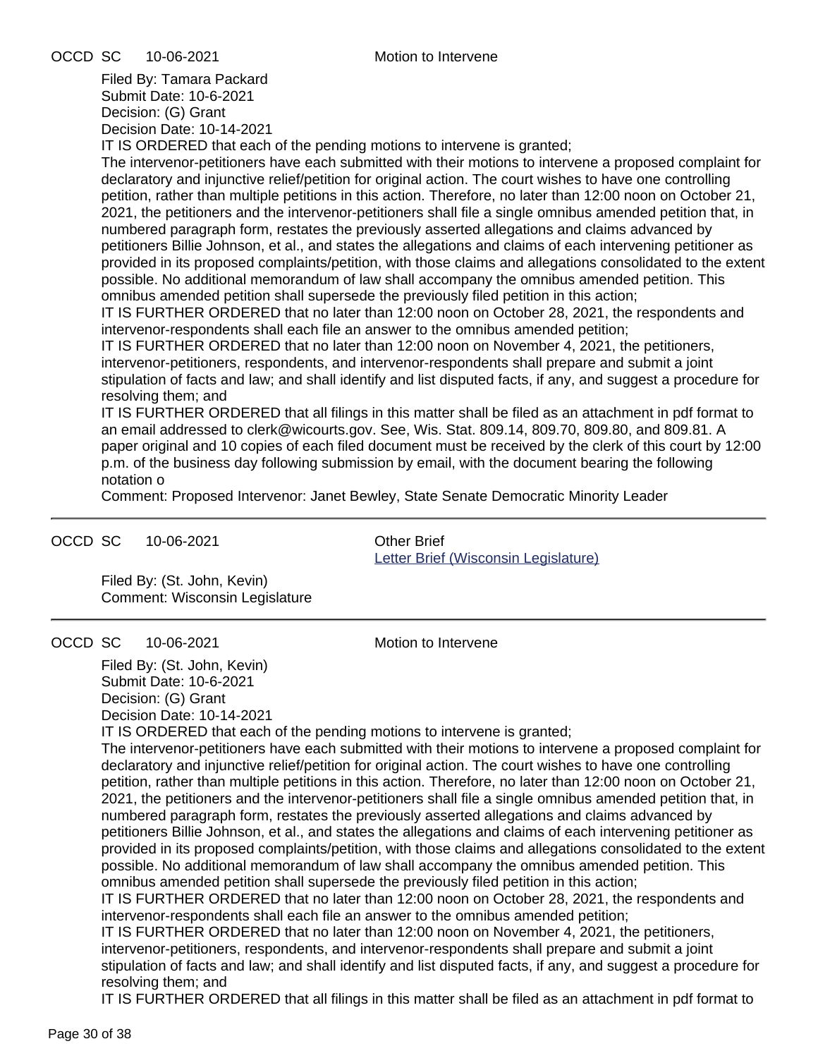OCCD SC 10-06-2021 Motion to Intervene

Filed By: Tamara Packard
Submit Date: 10-6-2021
Decision: (G) Grant
Decision Date: 10-14-2021

IT IS ORDERED that each of the pending motions to intervene is granted;
The intervenor-petitioners have each submitted with their motions to intervene a proposed complaint for declaratory and injunctive relief/petition for original action. The court wishes to have one controlling petition, rather than multiple petitions in this action. Therefore, no later than 12:00 noon on October 21, 2021, the petitioners and the intervenor-petitioners shall file a single omnibus amended petition that, in numbered paragraph form, restates the previously asserted allegations and claims advanced by petitioners Billie Johnson, et al., and states the allegations and claims of each intervening petitioner as provided in its proposed complaints/petition, with those claims and allegations consolidated to the extent possible. No additional memorandum of law shall accompany the omnibus amended petition. This omnibus amended petition shall supersede the previously filed petition in this action;
IT IS FURTHER ORDERED that no later than 12:00 noon on October 28, 2021, the respondents and intervenor-respondents shall each file an answer to the omnibus amended petition;
IT IS FURTHER ORDERED that no later than 12:00 noon on November 4, 2021, the petitioners, intervenor-petitioners, respondents, and intervenor-respondents shall prepare and submit a joint stipulation of facts and law; and shall identify and list disputed facts, if any, and suggest a procedure for resolving them; and
IT IS FURTHER ORDERED that all filings in this matter shall be filed as an attachment in pdf format to an email addressed to clerk@wicourts.gov. See, Wis. Stat. 809.14, 809.70, 809.80, and 809.81. A paper original and 10 copies of each filed document must be received by the clerk of this court by 12:00 p.m. of the business day following submission by email, with the document bearing the following notation o

Comment: Proposed Intervenor: Janet Bewley, State Senate Democratic Minority Leader

---

OCCD SC 10-06-2021 Other Brief
Letter Brief (Wisconsin Legislature)

Filed By: (St. John, Kevin)
Comment: Wisconsin Legislature

---

OCCD SC 10-06-2021 Motion to Intervene

Filed By: (St. John, Kevin)
Submit Date: 10-6-2021
Decision: (G) Grant
Decision Date: 10-14-2021

IT IS ORDERED that each of the pending motions to intervene is granted;
The intervenor-petitioners have each submitted with their motions to intervene a proposed complaint for declaratory and injunctive relief/petition for original action. The court wishes to have one controlling petition, rather than multiple petitions in this action. Therefore, no later than 12:00 noon on October 21, 2021, the petitioners and the intervenor-petitioners shall file a single omnibus amended petition that, in numbered paragraph form, restates the previously asserted allegations and claims advanced by petitioners Billie Johnson, et al., and states the allegations and claims of each intervening petitioner as provided in its proposed complaints/petition, with those claims and allegations consolidated to the extent possible. No additional memorandum of law shall accompany the omnibus amended petition. This omnibus amended petition shall supersede the previously filed petition in this action;
IT IS FURTHER ORDERED that no later than 12:00 noon on October 28, 2021, the respondents and intervenor-respondents shall each file an answer to the omnibus amended petition;
IT IS FURTHER ORDERED that no later than 12:00 noon on November 4, 2021, the petitioners, intervenor-petitioners, respondents, and intervenor-respondents shall prepare and submit a joint stipulation of facts and law; and shall identify and list disputed facts, if any, and suggest a procedure for resolving them; and
IT IS FURTHER ORDERED that all filings in this matter shall be filed as an attachment in pdf format to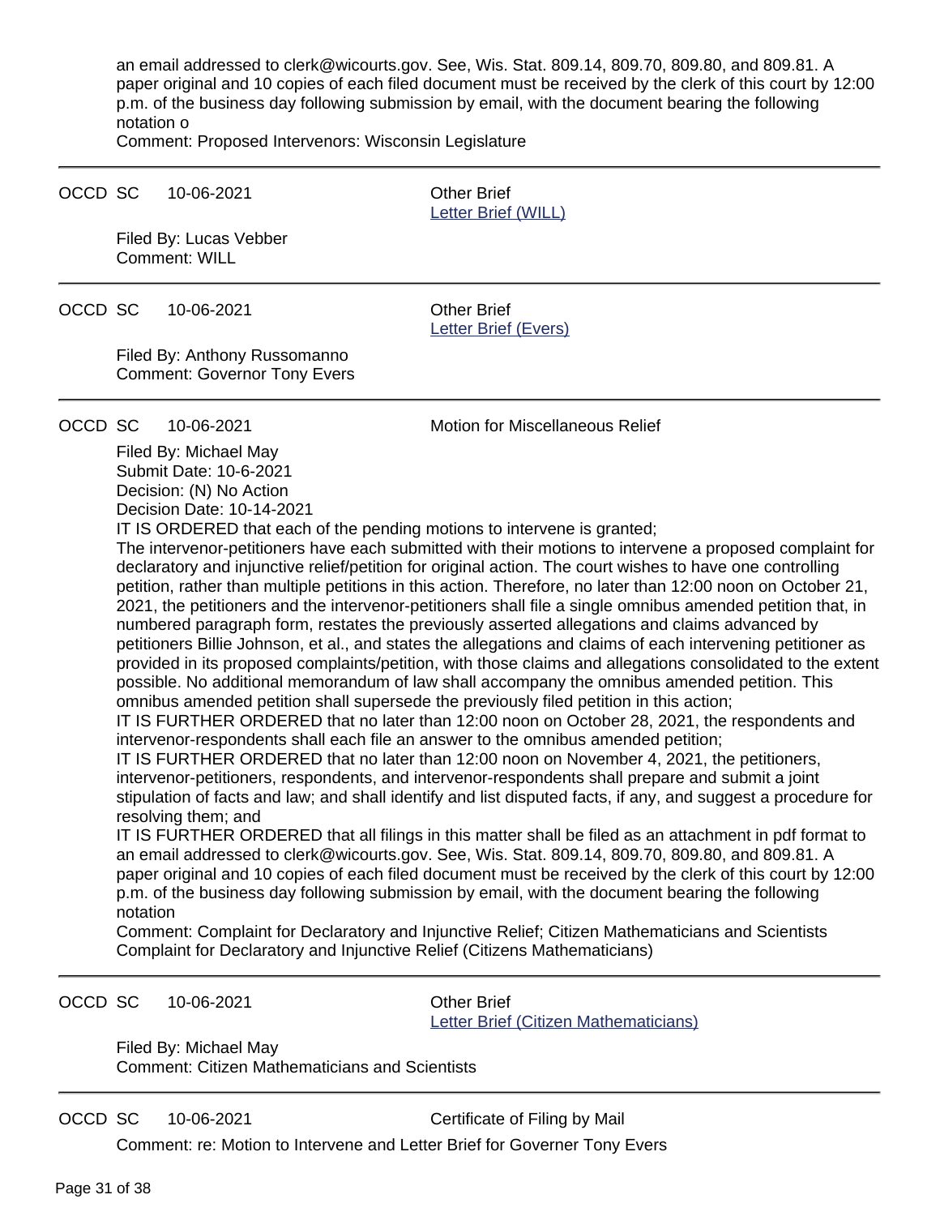an email addressed to clerk@wicourts.gov. See, Wis. Stat. 809.14, 809.70, 809.80, and 809.81. A paper original and 10 copies of each filed document must be received by the clerk of this court by 12:00 p.m. of the business day following submission by email, with the document bearing the following notation o

Comment: Proposed Intervenors: Wisconsin Legislature

---

OCCD SC 10-06-2021 Other Brief

[Letter Brief (WILL)]

Filed By: Lucas Vebber

Comment: WILL

---

OCCD SC 10-06-2021 Other Brief

[Letter Brief (Evers)]

Filed By: Anthony Russomanno

Comment: Governor Tony Evers

---

OCCD SC 10-06-2021 Motion for Miscellaneous Relief

Filed By: Michael May

Submit Date: 10-6-2021

Decision: (N) No Action

Decision Date: 10-14-2021

IT IS ORDERED that each of the pending motions to intervene is granted;

The intervenor-petitioners have each submitted with their motions to intervene a proposed complaint for declaratory and injunctive relief/petition for original action. The court wishes to have one controlling petition, rather than multiple petitions in this action. Therefore, no later than 12:00 noon on October 21, 2021, the petitioners and the intervenor-petitioners shall file a single omnibus amended petition that, in numbered paragraph form, restates the previously asserted allegations and claims advanced by petitioners Billie Johnson, et al., and states the allegations and claims of each intervening petitioner as provided in its proposed complaints/petition, with those claims and allegations consolidated to the extent possible. No additional memorandum of law shall accompany the omnibus amended petition. This omnibus amended petition shall supersede the previously filed petition in this action;

IT IS FURTHER ORDERED that no later than 12:00 noon on October 28, 2021, the respondents and intervenor-respondents shall each file an answer to the omnibus amended petition;

IT IS FURTHER ORDERED that no later than 12:00 noon on November 4, 2021, the petitioners, intervenor-petitioners, respondents, and intervenor-respondents shall prepare and submit a joint stipulation of facts and law; and shall identify and list disputed facts, if any, and suggest a procedure for resolving them; and

IT IS FURTHER ORDERED that all filings in this matter shall be filed as an attachment in pdf format to an email addressed to clerk@wicourts.gov. See, Wis. Stat. 809.14, 809.70, 809.80, and 809.81. A paper original and 10 copies of each filed document must be received by the clerk of this court by 12:00 p.m. of the business day following submission by email, with the document bearing the following notation

Comment: Complaint for Declaratory and Injunctive Relief; Citizen Mathematicians and Scientists Complaint for Declaratory and Injunctive Relief (Citizens Mathematicians)

---

OCCD SC 10-06-2021 Other Brief

[Letter Brief (Citizen Mathematicians)]

Filed By: Michael May

Comment: Citizen Mathematicians and Scientists

---

OCCD SC 10-06-2021 Certificate of Filing by Mail

Comment: re: Motion to Intervene and Letter Brief for Governer Tony Evers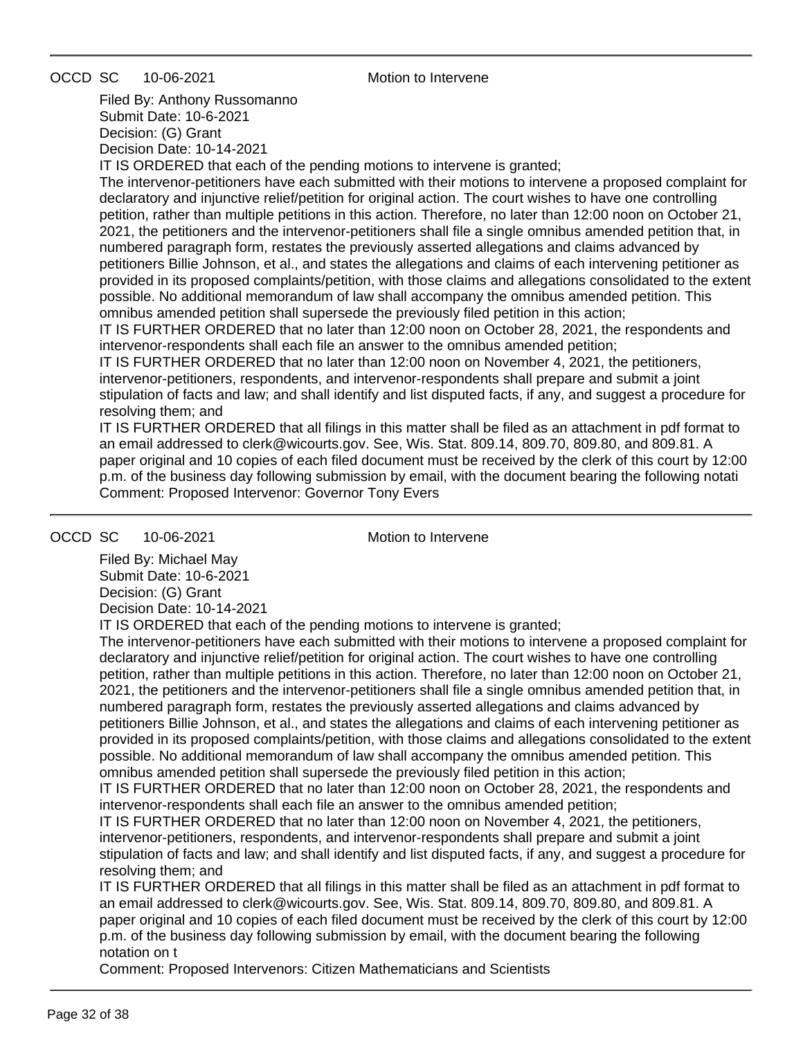OCCD SC 10-06-2021 Motion to Intervene

Filed By: Anthony Russomanno
Submit Date: 10-6-2021
Decision: (G) Grant
Decision Date: 10-14-2021

IT IS ORDERED that each of the pending motions to intervene is granted;
The intervenor-petitioners have each submitted with their motions to intervene a proposed complaint for declaratory and injunctive relief/petition for original action. The court wishes to have one controlling petition, rather than multiple petitions in this action. Therefore, no later than 12:00 noon on October 21, 2021, the petitioners and the intervenor-petitioners shall file a single omnibus amended petition that, in numbered paragraph form, restates the previously asserted allegations and claims advanced by petitioners Billie Johnson, et al., and states the allegations and claims of each intervening petitioner as provided in its proposed complaints/petition, with those claims and allegations consolidated to the extent possible. No additional memorandum of law shall accompany the omnibus amended petition. This omnibus amended petition shall supersede the previously filed petition in this action;
IT IS FURTHER ORDERED that no later than 12:00 noon on October 28, 2021, the respondents and intervenor-respondents shall each file an answer to the omnibus amended petition;
IT IS FURTHER ORDERED that no later than 12:00 noon on November 4, 2021, the petitioners, intervenor-petitioners, respondents, and intervenor-respondents shall prepare and submit a joint stipulation of facts and law; and shall identify and list disputed facts, if any, and suggest a procedure for resolving them; and
IT IS FURTHER ORDERED that all filings in this matter shall be filed as an attachment in pdf format to an email addressed to clerk@wicourts.gov. See, Wis. Stat. 809.14, 809.70, 809.80, and 809.81. A paper original and 10 copies of each filed document must be received by the clerk of this court by 12:00 p.m. of the business day following submission by email, with the document bearing the following notati
Comment: Proposed Intervenor: Governor Tony Evers

---

OCCD SC 10-06-2021 Motion to Intervene

Filed By: Michael May
Submit Date: 10-6-2021
Decision: (G) Grant
Decision Date: 10-14-2021

IT IS ORDERED that each of the pending motions to intervene is granted;
The intervenor-petitioners have each submitted with their motions to intervene a proposed complaint for declaratory and injunctive relief/petition for original action. The court wishes to have one controlling petition, rather than multiple petitions in this action. Therefore, no later than 12:00 noon on October 21, 2021, the petitioners and the intervenor-petitioners shall file a single omnibus amended petition that, in numbered paragraph form, restates the previously asserted allegations and claims advanced by petitioners Billie Johnson, et al., and states the allegations and claims of each intervening petitioner as provided in its proposed complaints/petition, with those claims and allegations consolidated to the extent possible. No additional memorandum of law shall accompany the omnibus amended petition. This omnibus amended petition shall supersede the previously filed petition in this action;
IT IS FURTHER ORDERED that no later than 12:00 noon on October 28, 2021, the respondents and intervenor-respondents shall each file an answer to the omnibus amended petition;
IT IS FURTHER ORDERED that no later than 12:00 noon on November 4, 2021, the petitioners, intervenor-petitioners, respondents, and intervenor-respondents shall prepare and submit a joint stipulation of facts and law; and shall identify and list disputed facts, if any, and suggest a procedure for resolving them; and
IT IS FURTHER ORDERED that all filings in this matter shall be filed as an attachment in pdf format to an email addressed to clerk@wicourts.gov. See, Wis. Stat. 809.14, 809.70, 809.80, and 809.81. A paper original and 10 copies of each filed document must be received by the clerk of this court by 12:00 p.m. of the business day following submission by email, with the document bearing the following notation on t
Comment: Proposed Intervenors: Citizen Mathematicians and Scientists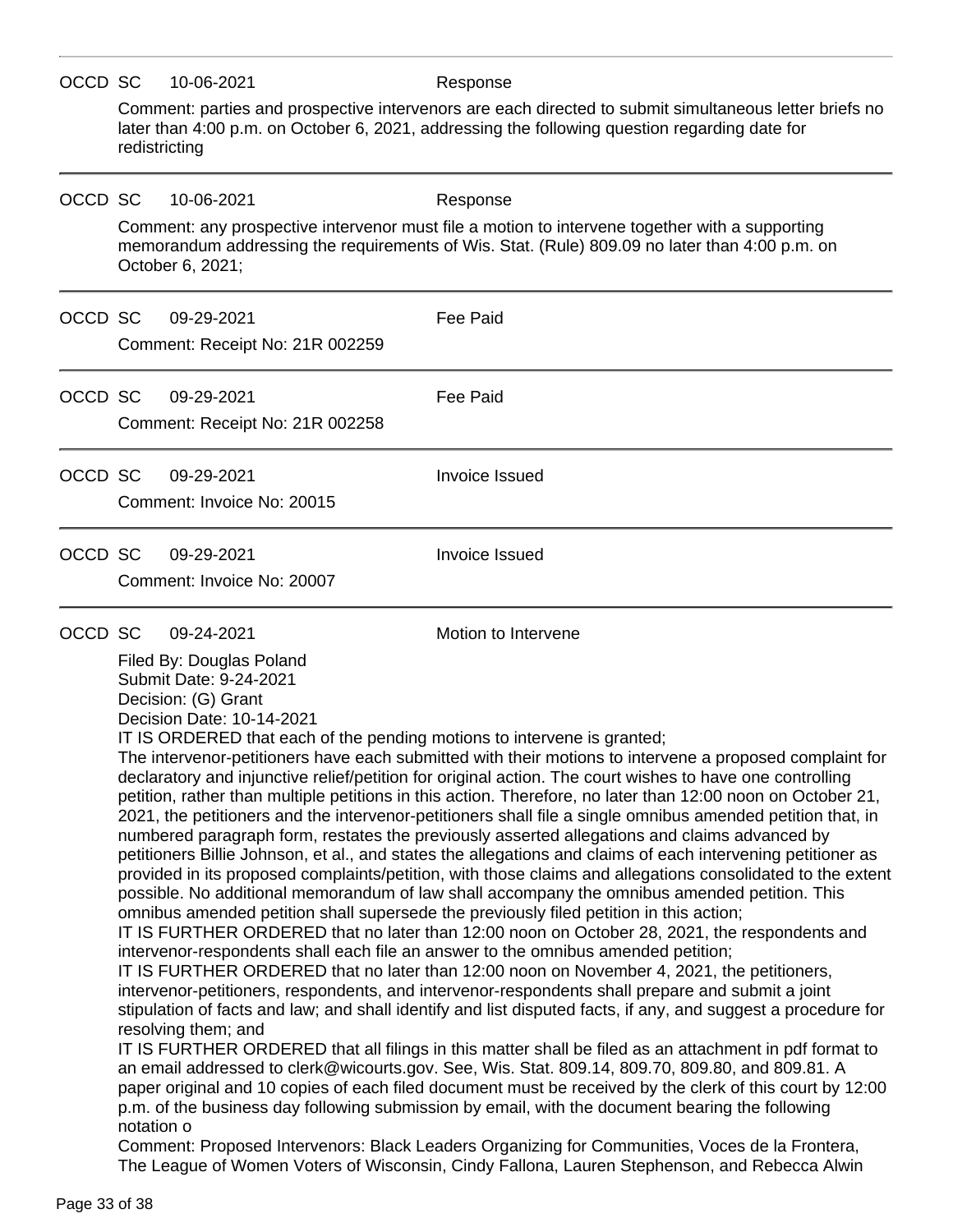OCCD SC 10-06-2021 Response

Comment: parties and prospective intervenors are each directed to submit simultaneous letter briefs no later than 4:00 p.m. on October 6, 2021, addressing the following question regarding date for redistricting

---

OCCD SC 10-06-2021 Response

Comment: any prospective intervenor must file a motion to intervene together with a supporting memorandum addressing the requirements of Wis. Stat. (Rule) 809.09 no later than 4:00 p.m. on October 6, 2021;

---

OCCD SC 09-29-2021 Fee Paid

Comment: Receipt No: 21R 002259

---

OCCD SC 09-29-2021 Fee Paid

Comment: Receipt No: 21R 002258

---

OCCD SC 09-29-2021 Invoice Issued

Comment: Invoice No: 20015

---

OCCD SC 09-29-2021 Invoice Issued

Comment: Invoice No: 20007

---

OCCD SC 09-24-2021 Motion to Intervene

Filed By: Douglas Poland
Submit Date: 9-24-2021
Decision: (G) Grant
Decision Date: 10-14-2021

IT IS ORDERED that each of the pending motions to intervene is granted;

The intervenor-petitioners have each submitted with their motions to intervene a proposed complaint for declaratory and injunctive relief/petition for original action. The court wishes to have one controlling petition, rather than multiple petitions in this action. Therefore, no later than 12:00 noon on October 21, 2021, the petitioners and the intervenor-petitioners shall file a single omnibus amended petition that, in numbered paragraph form, restates the previously asserted allegations and claims advanced by petitioners Billie Johnson, et al., and states the allegations and claims of each intervening petitioner as provided in its proposed complaints/petition, with those claims and allegations consolidated to the extent possible. No additional memorandum of law shall accompany the omnibus amended petition. This omnibus amended petition shall supersede the previously filed petition in this action;

IT IS FURTHER ORDERED that no later than 12:00 noon on October 28, 2021, the respondents and intervenor-respondents shall each file an answer to the omnibus amended petition;

IT IS FURTHER ORDERED that no later than 12:00 noon on November 4, 2021, the petitioners, intervenor-petitioners, respondents, and intervenor-respondents shall prepare and submit a joint stipulation of facts and law; and shall identify and list disputed facts, if any, and suggest a procedure for resolving them; and

IT IS FURTHER ORDERED that all filings in this matter shall be filed as an attachment in pdf format to an email addressed to clerk@wicourts.gov. See, Wis. Stat. 809.14, 809.70, 809.80, and 809.81. A paper original and 10 copies of each filed document must be received by the clerk of this court by 12:00 p.m. of the business day following submission by email, with the document bearing the following notation o

Comment: Proposed Intervenors: Black Leaders Organizing for Communities, Voces de la Frontera, The League of Women Voters of Wisconsin, Cindy Fallona, Lauren Stephenson, and Rebecca Alwin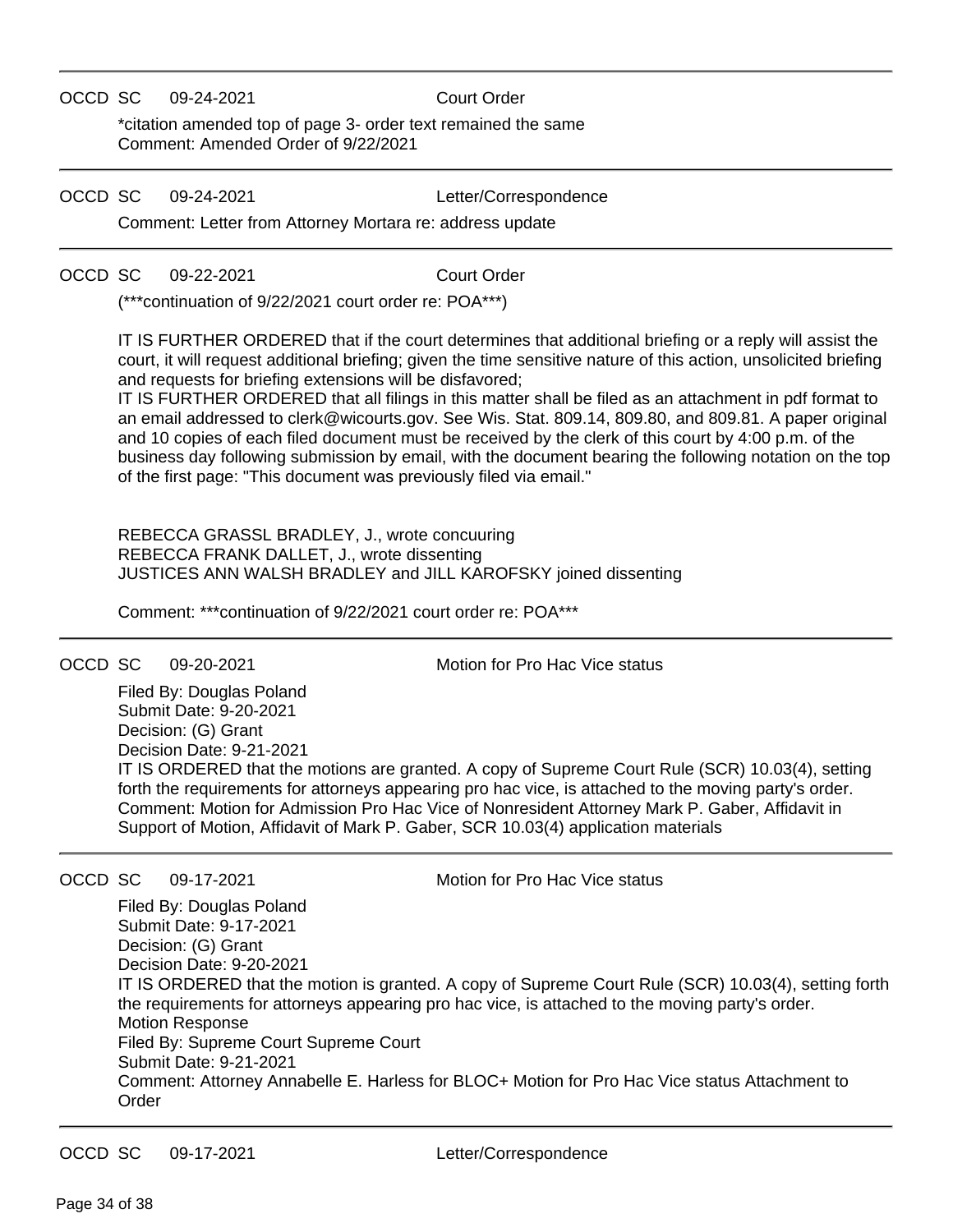---

OCCD SC 09-24-2021 Court Order

*citation amended top of page 3- order text remained the same
Comment: Amended Order of 9/22/2021

---

OCCD SC 09-24-2021 Letter/Correspondence

Comment: Letter from Attorney Mortara re: address update

---

OCCD SC 09-22-2021 Court Order

(***continuation of 9/22/2021 court order re: POA***)

IT IS FURTHER ORDERED that if the court determines that additional briefing or a reply will assist the court, it will request additional briefing; given the time sensitive nature of this action, unsolicited briefing and requests for briefing extensions will be disfavored;
IT IS FURTHER ORDERED that all filings in this matter shall be filed as an attachment in pdf format to an email addressed to clerk@wicourts.gov. See Wis. Stat. 809.14, 809.80, and 809.81. A paper original and 10 copies of each filed document must be received by the clerk of this court by 4:00 p.m. of the business day following submission by email, with the document bearing the following notation on the top of the first page: "This document was previously filed via email."

REBECCA GRASSL BRADLEY, J., wrote concuuring
REBECCA FRANK DALLET, J., wrote dissenting
JUSTICES ANN WALSH BRADLEY and JILL KAROFSKY joined dissenting

Comment: ***continuation of 9/22/2021 court order re: POA***

---

OCCD SC 09-20-2021 Motion for Pro Hac Vice status

Filed By: Douglas Poland
Submit Date: 9-20-2021
Decision: (G) Grant
Decision Date: 9-21-2021
IT IS ORDERED that the motions are granted. A copy of Supreme Court Rule (SCR) 10.03(4), setting forth the requirements for attorneys appearing pro hac vice, is attached to the moving party's order.
Comment: Motion for Admission Pro Hac Vice of Nonresident Attorney Mark P. Gaber, Affidavit in Support of Motion, Affidavit of Mark P. Gaber, SCR 10.03(4) application materials

---

OCCD SC 09-17-2021 Motion for Pro Hac Vice status

Filed By: Douglas Poland
Submit Date: 9-17-2021
Decision: (G) Grant
Decision Date: 9-20-2021
IT IS ORDERED that the motion is granted. A copy of Supreme Court Rule (SCR) 10.03(4), setting forth the requirements for attorneys appearing pro hac vice, is attached to the moving party's order.
Motion Response
Filed By: Supreme Court Supreme Court
Submit Date: 9-21-2021
Comment: Attorney Annabelle E. Harless for BLOC+ Motion for Pro Hac Vice status Attachment to Order

---

OCCD SC 09-17-2021 Letter/Correspondence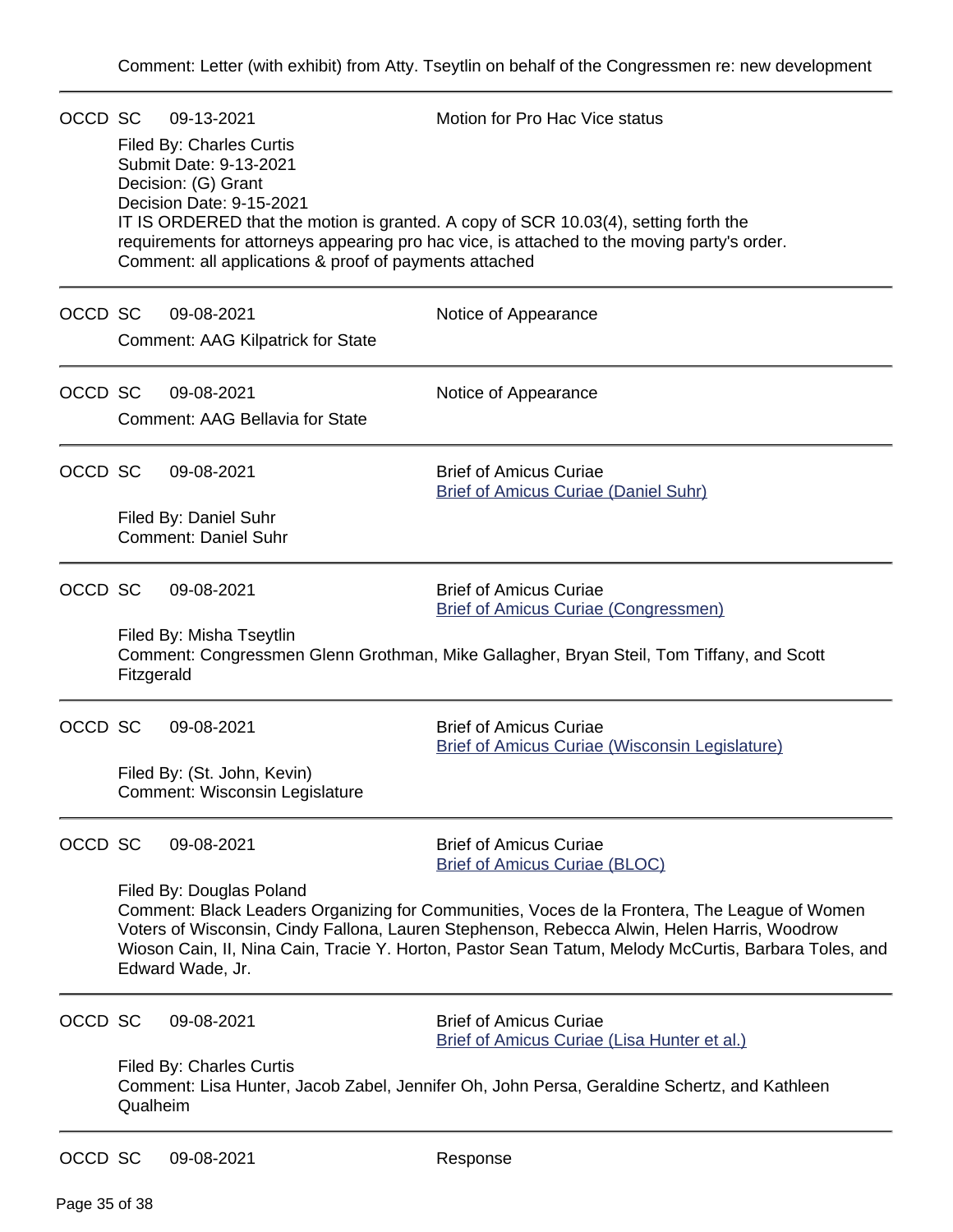Comment: Letter (with exhibit) from Atty. Tseytlin on behalf of the Congressmen re: new development

---

OCCD SC 09-13-2021 Motion for Pro Hac Vice status

Filed By: Charles Curtis
Submit Date: 9-13-2021
Decision: (G) Grant
Decision Date: 9-15-2021
IT IS ORDERED that the motion is granted. A copy of SCR 10.03(4), setting forth the requirements for attorneys appearing pro hac vice, is attached to the moving party's order.
Comment: all applications & proof of payments attached

---

OCCD SC 09-08-2021 Notice of Appearance

Comment: AAG Kilpatrick for State

---

OCCD SC 09-08-2021 Notice of Appearance

Comment: AAG Bellavia for State

---

OCCD SC 09-08-2021 Brief of Amicus Curiae
Brief of Amicus Curiae (Daniel Suhr)

Filed By: Daniel Suhr
Comment: Daniel Suhr

---

OCCD SC 09-08-2021 Brief of Amicus Curiae
Brief of Amicus Curiae (Congressmen)

Filed By: Misha Tseytlin
Comment: Congressmen Glenn Grothman, Mike Gallagher, Bryan Steil, Tom Tiffany, and Scott Fitzgerald

---

OCCD SC 09-08-2021 Brief of Amicus Curiae
Brief of Amicus Curiae (Wisconsin Legislature)

Filed By: (St. John, Kevin)
Comment: Wisconsin Legislature

---

OCCD SC 09-08-2021 Brief of Amicus Curiae
Brief of Amicus Curiae (BLOC)

Filed By: Douglas Poland
Comment: Black Leaders Organizing for Communities, Voces de la Frontera, The League of Women Voters of Wisconsin, Cindy Fallona, Lauren Stephenson, Rebecca Alwin, Helen Harris, Woodrow Wioson Cain, II, Nina Cain, Tracie Y. Horton, Pastor Sean Tatum, Melody McCurtis, Barbara Toles, and Edward Wade, Jr.

---

OCCD SC 09-08-2021 Brief of Amicus Curiae
Brief of Amicus Curiae (Lisa Hunter et al.)

Filed By: Charles Curtis
Comment: Lisa Hunter, Jacob Zabel, Jennifer Oh, John Persa, Geraldine Schertz, and Kathleen Qualheim

---

OCCD SC 09-08-2021 Response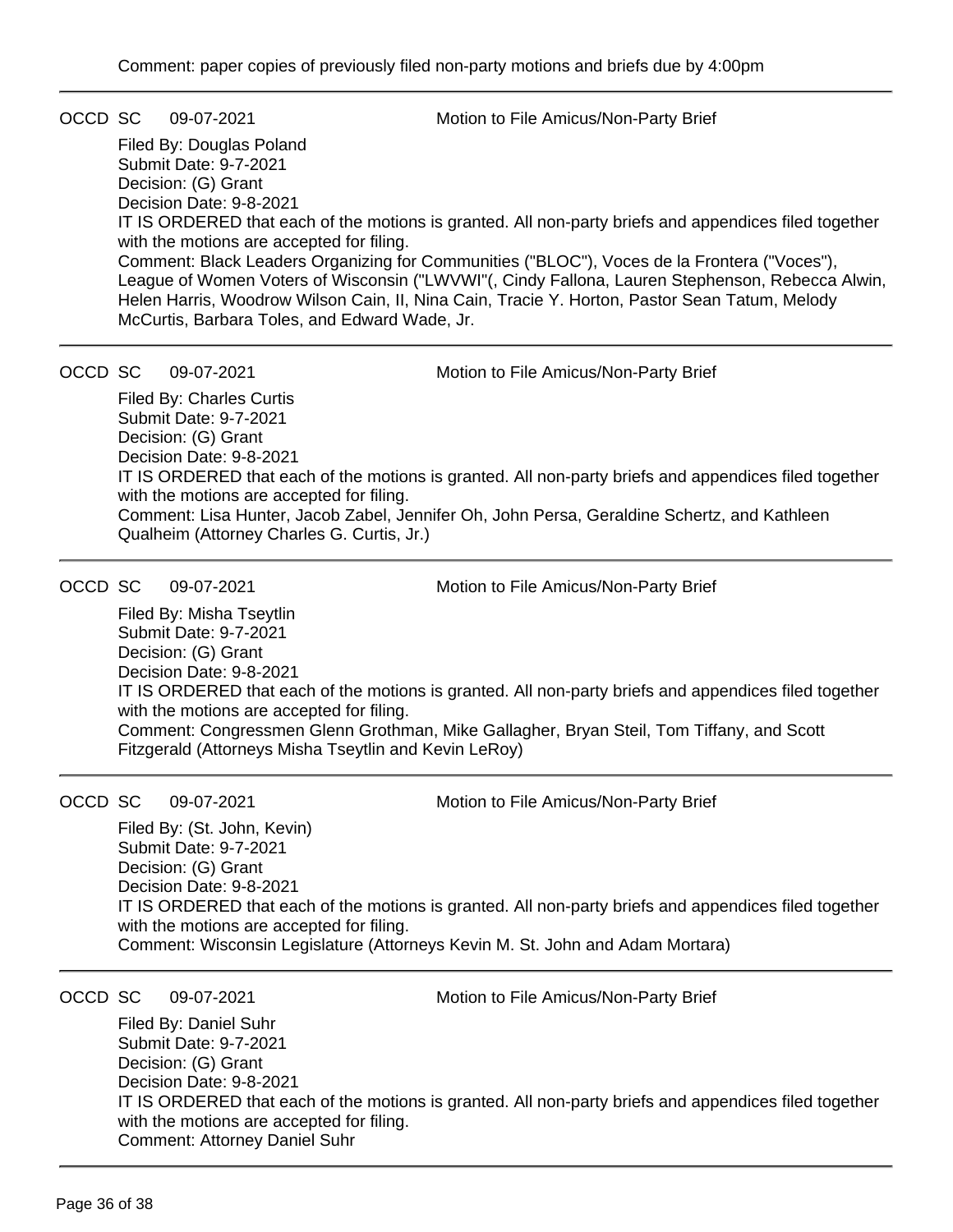Comment: paper copies of previously filed non-party motions and briefs due by 4:00pm

---

OCCD SC 09-07-2021 Motion to File Amicus/Non-Party Brief

Filed By: Douglas Poland
Submit Date: 9-7-2021
Decision: (G) Grant
Decision Date: 9-8-2021
IT IS ORDERED that each of the motions is granted. All non-party briefs and appendices filed together with the motions are accepted for filing.
Comment: Black Leaders Organizing for Communities ("BLOC"), Voces de la Frontera ("Voces"), League of Women Voters of Wisconsin ("LWVWI"(, Cindy Fallona, Lauren Stephenson, Rebecca Alwin, Helen Harris, Woodrow Wilson Cain, II, Nina Cain, Tracie Y. Horton, Pastor Sean Tatum, Melody McCurtis, Barbara Toles, and Edward Wade, Jr.

---

OCCD SC 09-07-2021 Motion to File Amicus/Non-Party Brief

Filed By: Charles Curtis
Submit Date: 9-7-2021
Decision: (G) Grant
Decision Date: 9-8-2021
IT IS ORDERED that each of the motions is granted. All non-party briefs and appendices filed together with the motions are accepted for filing.
Comment: Lisa Hunter, Jacob Zabel, Jennifer Oh, John Persa, Geraldine Schertz, and Kathleen Qualheim (Attorney Charles G. Curtis, Jr.)

---

OCCD SC 09-07-2021 Motion to File Amicus/Non-Party Brief

Filed By: Misha Tseytlin
Submit Date: 9-7-2021
Decision: (G) Grant
Decision Date: 9-8-2021
IT IS ORDERED that each of the motions is granted. All non-party briefs and appendices filed together with the motions are accepted for filing.
Comment: Congressmen Glenn Grothman, Mike Gallagher, Bryan Steil, Tom Tiffany, and Scott Fitzgerald (Attorneys Misha Tseytlin and Kevin LeRoy)

---

OCCD SC 09-07-2021 Motion to File Amicus/Non-Party Brief

Filed By: (St. John, Kevin)
Submit Date: 9-7-2021
Decision: (G) Grant
Decision Date: 9-8-2021
IT IS ORDERED that each of the motions is granted. All non-party briefs and appendices filed together with the motions are accepted for filing.
Comment: Wisconsin Legislature (Attorneys Kevin M. St. John and Adam Mortara)

---

OCCD SC 09-07-2021 Motion to File Amicus/Non-Party Brief

Filed By: Daniel Suhr
Submit Date: 9-7-2021
Decision: (G) Grant
Decision Date: 9-8-2021
IT IS ORDERED that each of the motions is granted. All non-party briefs and appendices filed together with the motions are accepted for filing.
Comment: Attorney Daniel Suhr

---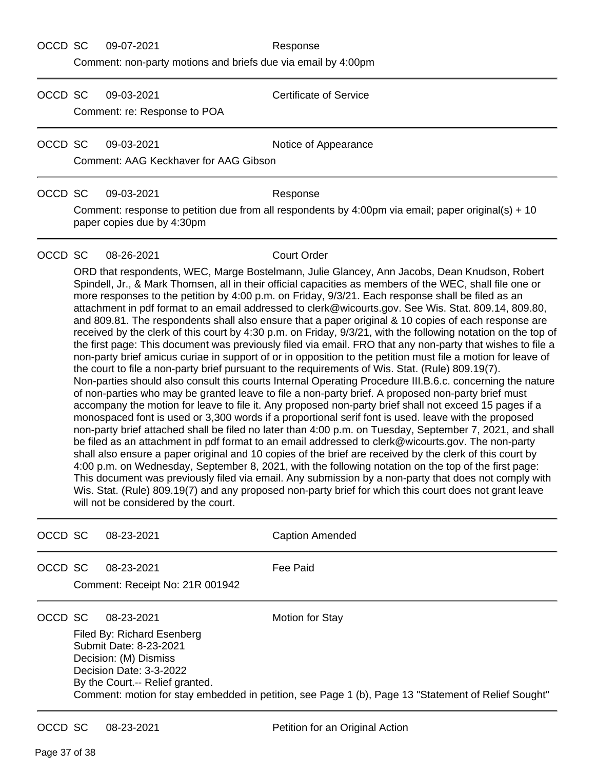OCCD SC 09-07-2021 Response

Comment: non-party motions and briefs due via email by 4:00pm

---

OCCD SC 09-03-2021 Certificate of Service

Comment: re: Response to POA

---

OCCD SC 09-03-2021 Notice of Appearance

Comment: AAG Keckhaver for AAG Gibson

---

OCCD SC 09-03-2021 Response

Comment: response to petition due from all respondents by 4:00pm via email; paper original(s) + 10 paper copies due by 4:30pm

---

OCCD SC 08-26-2021 Court Order

ORD that respondents, WEC, Marge Bostelmann, Julie Glancey, Ann Jacobs, Dean Knudson, Robert Spindell, Jr., & Mark Thomsen, all in their official capacities as members of the WEC, shall file one or more responses to the petition by 4:00 p.m. on Friday, 9/3/21. Each response shall be filed as an attachment in pdf format to an email addressed to clerk@wicourts.gov. See Wis. Stat. 809.14, 809.80, and 809.81. The respondents shall also ensure that a paper original & 10 copies of each response are received by the clerk of this court by 4:30 p.m. on Friday, 9/3/21, with the following notation on the top of the first page: This document was previously filed via email. FRO that any non-party that wishes to file a non-party brief amicus curiae in support of or in opposition to the petition must file a motion for leave of the court to file a non-party brief pursuant to the requirements of Wis. Stat. (Rule) 809.19(7). Non-parties should also consult this courts Internal Operating Procedure III.B.6.c. concerning the nature of non-parties who may be granted leave to file a non-party brief. A proposed non-party brief must accompany the motion for leave to file it. Any proposed non-party brief shall not exceed 15 pages if a monospaced font is used or 3,300 words if a proportional serif font is used. leave with the proposed non-party brief attached shall be filed no later than 4:00 p.m. on Tuesday, September 7, 2021, and shall be filed as an attachment in pdf format to an email addressed to clerk@wicourts.gov. The non-party shall also ensure a paper original and 10 copies of the brief are received by the clerk of this court by 4:00 p.m. on Wednesday, September 8, 2021, with the following notation on the top of the first page: This document was previously filed via email. Any submission by a non-party that does not comply with Wis. Stat. (Rule) 809.19(7) and any proposed non-party brief for which this court does not grant leave will not be considered by the court.

---

OCCD SC 08-23-2021 Caption Amended

---

OCCD SC 08-23-2021 Fee Paid

Comment: Receipt No: 21R 001942

---

OCCD SC 08-23-2021 Motion for Stay

Filed By: Richard Esenberg
Submit Date: 8-23-2021
Decision: (M) Dismiss
Decision Date: 3-3-2022
By the Court.-- Relief granted.
Comment: motion for stay embedded in petition, see Page 1 (b), Page 13 "Statement of Relief Sought"

---

OCCD SC 08-23-2021 Petition for an Original Action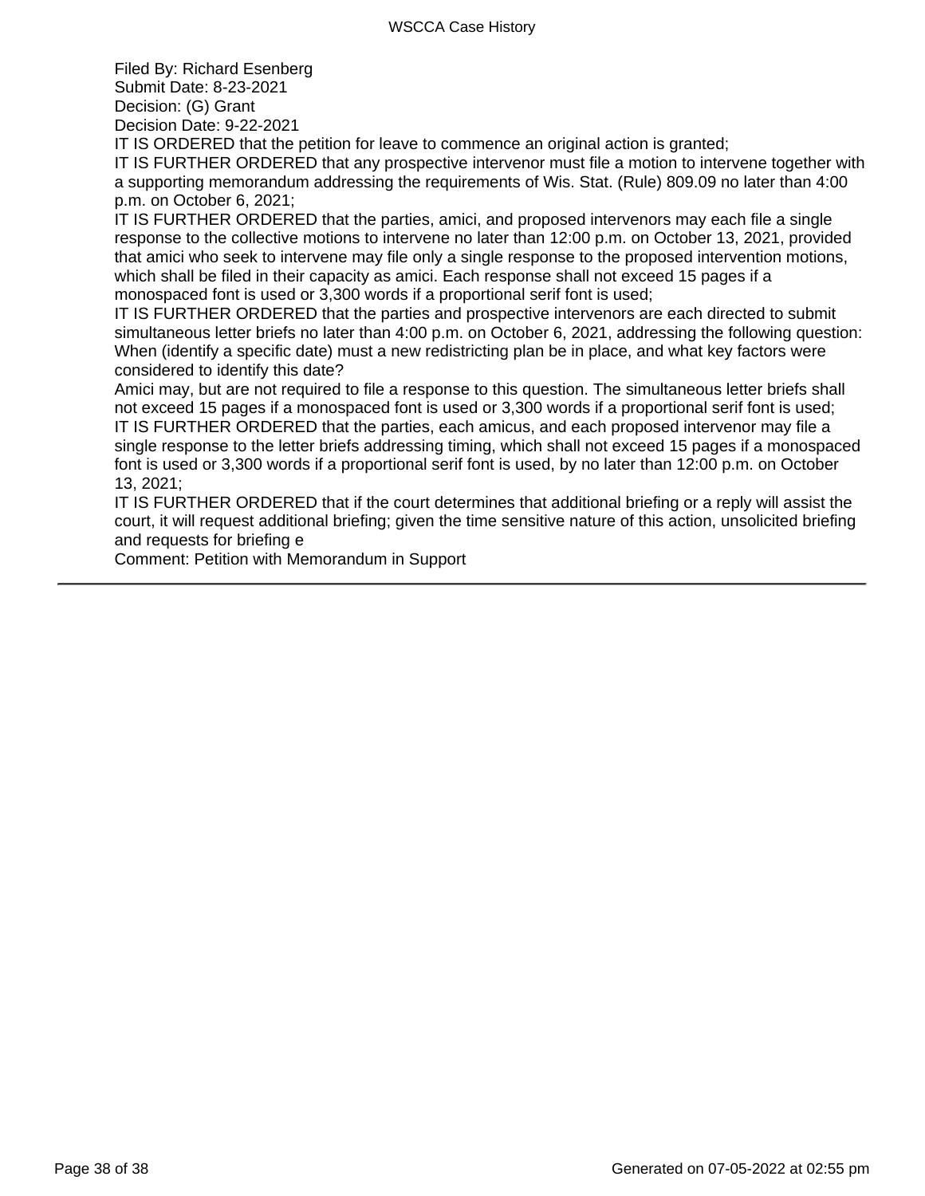Filed By: Richard Esenberg
Submit Date: 8-23-2021
Decision: (G) Grant
Decision Date: 9-22-2021
IT IS ORDERED that the petition for leave to commence an original action is granted;
IT IS FURTHER ORDERED that any prospective intervenor must file a motion to intervene together with a supporting memorandum addressing the requirements of Wis. Stat. (Rule) 809.09 no later than 4:00 p.m. on October 6, 2021;
IT IS FURTHER ORDERED that the parties, amici, and proposed intervenors may each file a single response to the collective motions to intervene no later than 12:00 p.m. on October 13, 2021, provided that amici who seek to intervene may file only a single response to the proposed intervention motions, which shall be filed in their capacity as amici. Each response shall not exceed 15 pages if a monospaced font is used or 3,300 words if a proportional serif font is used;
IT IS FURTHER ORDERED that the parties and prospective intervenors are each directed to submit simultaneous letter briefs no later than 4:00 p.m. on October 6, 2021, addressing the following question: When (identify a specific date) must a new redistricting plan be in place, and what key factors were considered to identify this date?
Amici may, but are not required to file a response to this question. The simultaneous letter briefs shall not exceed 15 pages if a monospaced font is used or 3,300 words if a proportional serif font is used;
IT IS FURTHER ORDERED that the parties, each amicus, and each proposed intervenor may file a single response to the letter briefs addressing timing, which shall not exceed 15 pages if a monospaced font is used or 3,300 words if a proportional serif font is used, by no later than 12:00 p.m. on October 13, 2021;
IT IS FURTHER ORDERED that if the court determines that additional briefing or a reply will assist the court, it will request additional briefing; given the time sensitive nature of this action, unsolicited briefing and requests for briefing e
Comment: Petition with Memorandum in Support